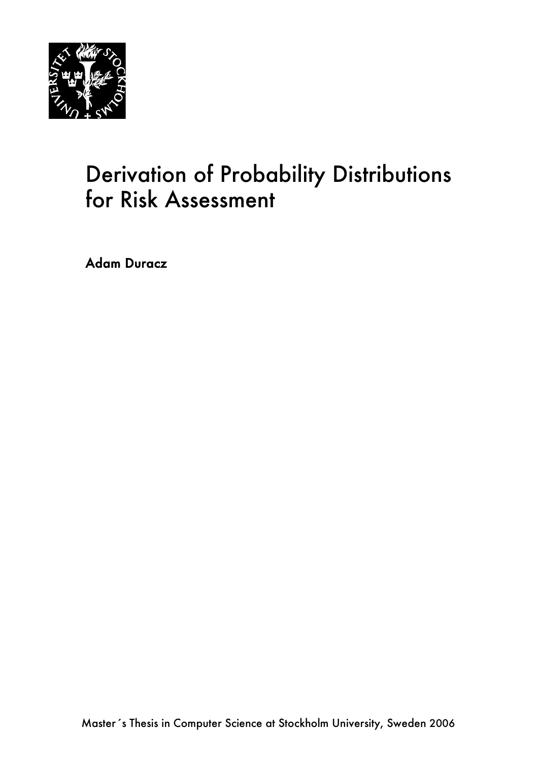# Derivation of Probability Distributions for Risk Assessment

**Adam Duracz**

Master´s Thesis in Computer Science at Stockholm University, Sweden 2006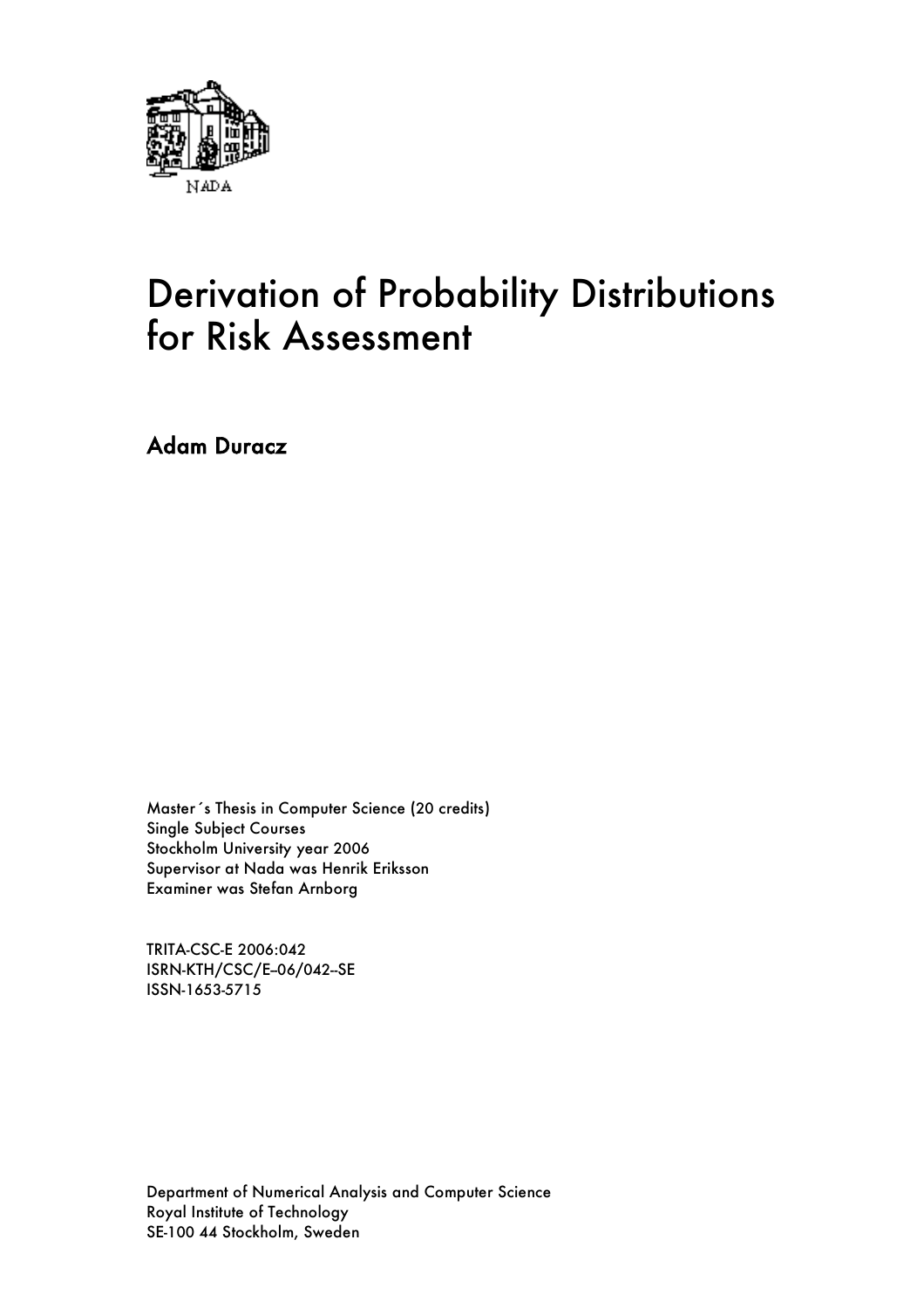NADA

# Derivation of Probability Distributions for Risk Assessment

**Adam Duracz**

Master´s Thesis in Computer Science (20 credits)
Single Subject Courses
Stockholm University year 2006
Supervisor at Nada was Henrik Eriksson
Examiner was Stefan Arnborg

TRITA-CSC-E 2006:042
ISRN-KTH/CSC/E--06/042--SE
ISSN-1653-5715

Department of Numerical Analysis and Computer Science
Royal Institute of Technology
SE-100 44 Stockholm, Sweden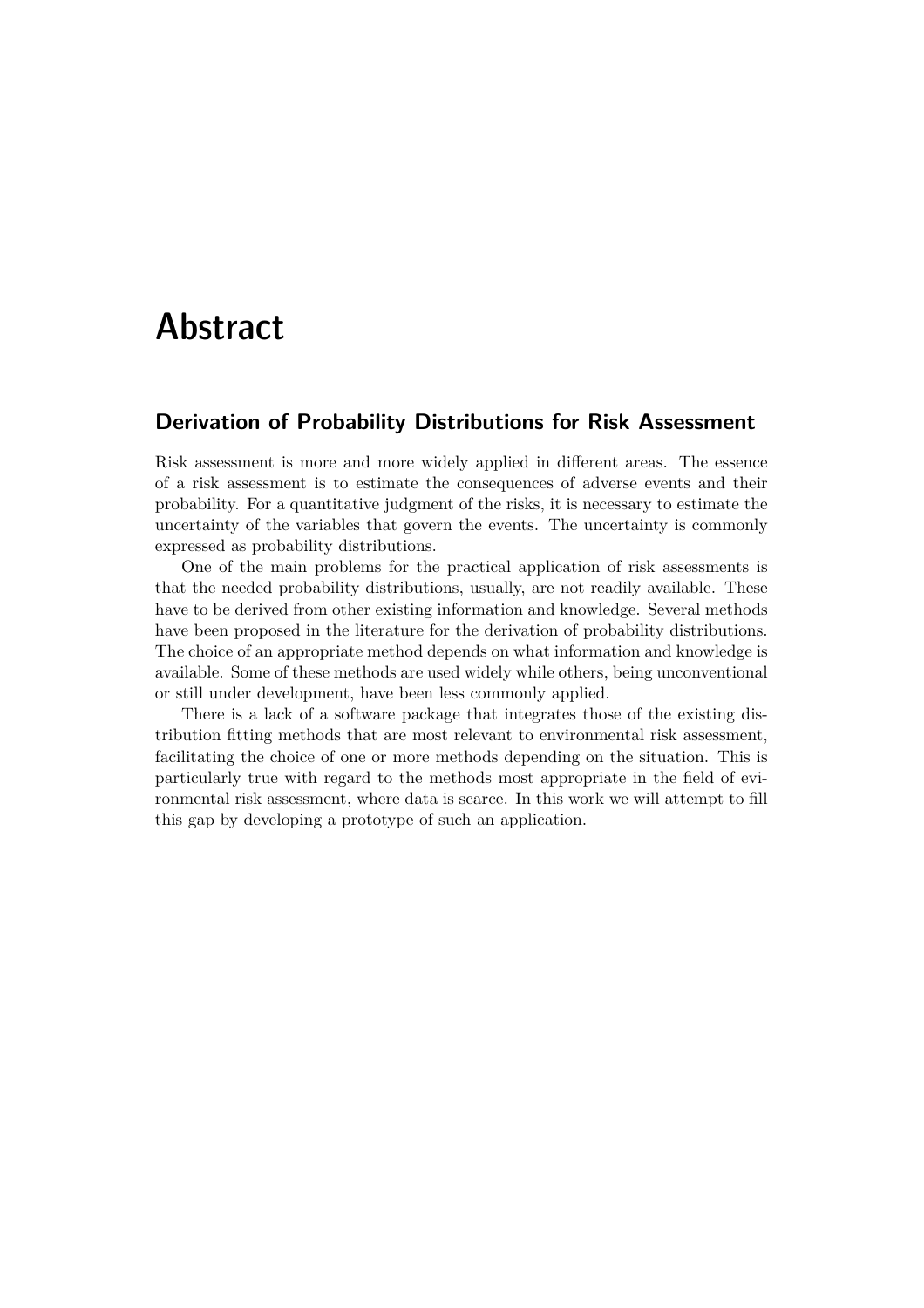# Abstract

## Derivation of Probability Distributions for Risk Assessment

Risk assessment is more and more widely applied in different areas. The essence of a risk assessment is to estimate the consequences of adverse events and their probability. For a quantitative judgment of the risks, it is necessary to estimate the uncertainty of the variables that govern the events. The uncertainty is commonly expressed as probability distributions.

One of the main problems for the practical application of risk assessments is that the needed probability distributions, usually, are not readily available. These have to be derived from other existing information and knowledge. Several methods have been proposed in the literature for the derivation of probability distributions. The choice of an appropriate method depends on what information and knowledge is available. Some of these methods are used widely while others, being unconventional or still under development, have been less commonly applied.

There is a lack of a software package that integrates those of the existing distribution fitting methods that are most relevant to environmental risk assessment, facilitating the choice of one or more methods depending on the situation. This is particularly true with regard to the methods most appropriate in the field of evironmental risk assessment, where data is scarce. In this work we will attempt to fill this gap by developing a prototype of such an application.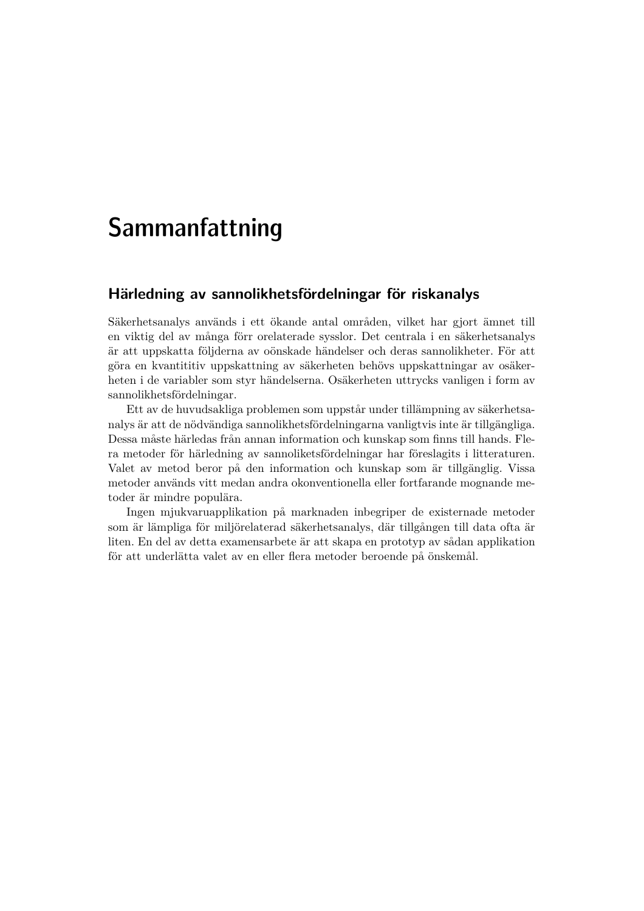# Sammanfattning

## Härledning av sannolikhetsfördelningar för riskanalys

Säkerhetsanalys används i ett ökande antal områden, vilket har gjort ämnet till en viktig del av många förr orelaterade sysslor. Det centrala i en säkerhetsanalys är att uppskatta följderna av oönskade händelser och deras sannolikheter. För att göra en kvantititiv uppskattning av säkerheten behövs uppskattningar av osäkerheten i de variabler som styr händelserna. Osäkerheten uttrycks vanligen i form av sannolikhetsfördelningar.

Ett av de huvudsakliga problemen som uppstår under tillämpning av säkerhetsanalys är att de nödvändiga sannolikhetsfördelningarna vanligtvis inte är tillgängliga. Dessa måste härledas från annan information och kunskap som finns till hands. Flera metoder för härledning av sannoliketsfördelningar har föreslagits i litteraturen. Valet av metod beror på den information och kunskap som är tillgänglig. Vissa metoder används vitt medan andra okonventionella eller fortfarande mognande metoder är mindre populära.

Ingen mjukvaruapplikation på marknaden inbegriper de existernade metoder som är lämpliga för miljörelaterad säkerhetsanalys, där tillgången till data ofta är liten. En del av detta examensarbete är att skapa en prototyp av sådan applikation för att underlätta valet av en eller flera metoder beroende på önskemål.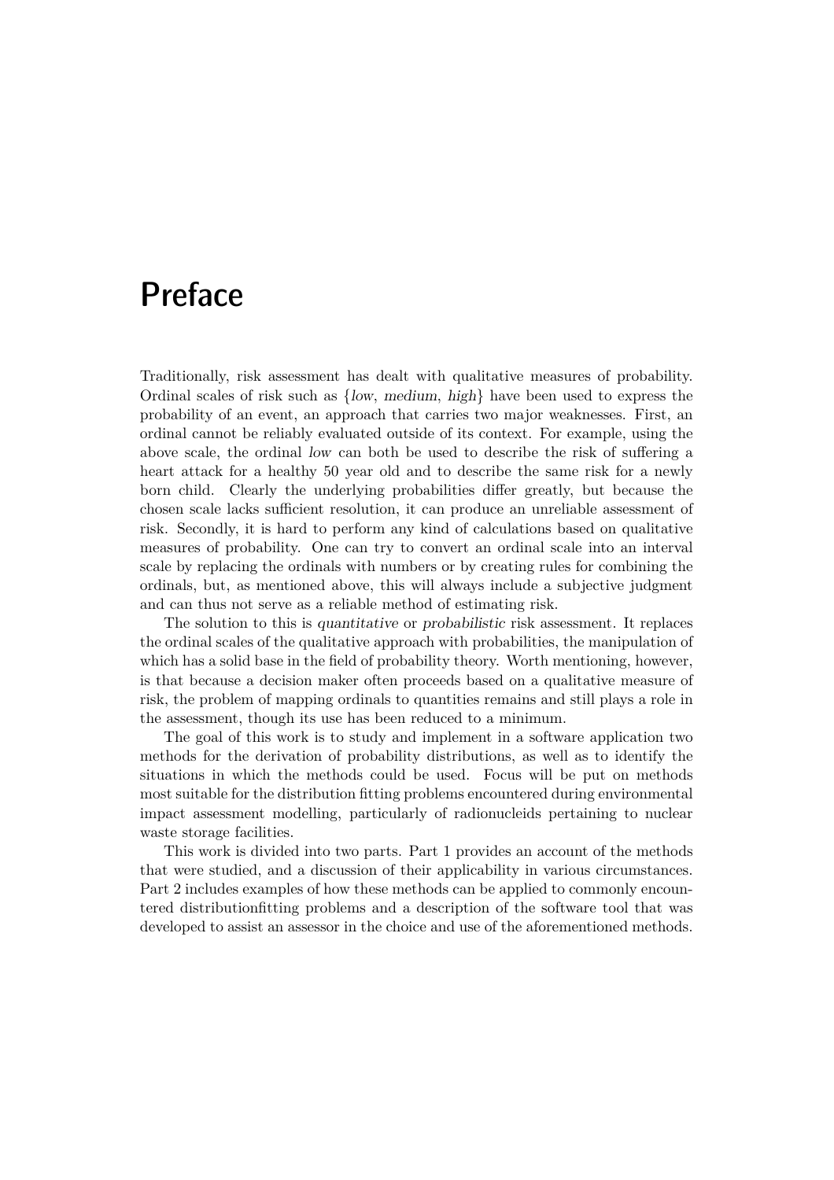# Preface

Traditionally, risk assessment has dealt with qualitative measures of probability. Ordinal scales of risk such as {*low*, *medium*, *high*} have been used to express the probability of an event, an approach that carries two major weaknesses. First, an ordinal cannot be reliably evaluated outside of its context. For example, using the above scale, the ordinal *low* can both be used to describe the risk of suffering a heart attack for a healthy 50 year old and to describe the same risk for a newly born child. Clearly the underlying probabilities differ greatly, but because the chosen scale lacks sufficient resolution, it can produce an unreliable assessment of risk. Secondly, it is hard to perform any kind of calculations based on qualitative measures of probability. One can try to convert an ordinal scale into an interval scale by replacing the ordinals with numbers or by creating rules for combining the ordinals, but, as mentioned above, this will always include a subjective judgment and can thus not serve as a reliable method of estimating risk.

The solution to this is *quantitative* or *probabilistic* risk assessment. It replaces the ordinal scales of the qualitative approach with probabilities, the manipulation of which has a solid base in the field of probability theory. Worth mentioning, however, is that because a decision maker often proceeds based on a qualitative measure of risk, the problem of mapping ordinals to quantities remains and still plays a role in the assessment, though its use has been reduced to a minimum.

The goal of this work is to study and implement in a software application two methods for the derivation of probability distributions, as well as to identify the situations in which the methods could be used. Focus will be put on methods most suitable for the distribution fitting problems encountered during environmental impact assessment modelling, particularly of radionucleids pertaining to nuclear waste storage facilities.

This work is divided into two parts. Part 1 provides an account of the methods that were studied, and a discussion of their applicability in various circumstances. Part 2 includes examples of how these methods can be applied to commonly encountered distributionfitting problems and a description of the software tool that was developed to assist an assessor in the choice and use of the aforementioned methods.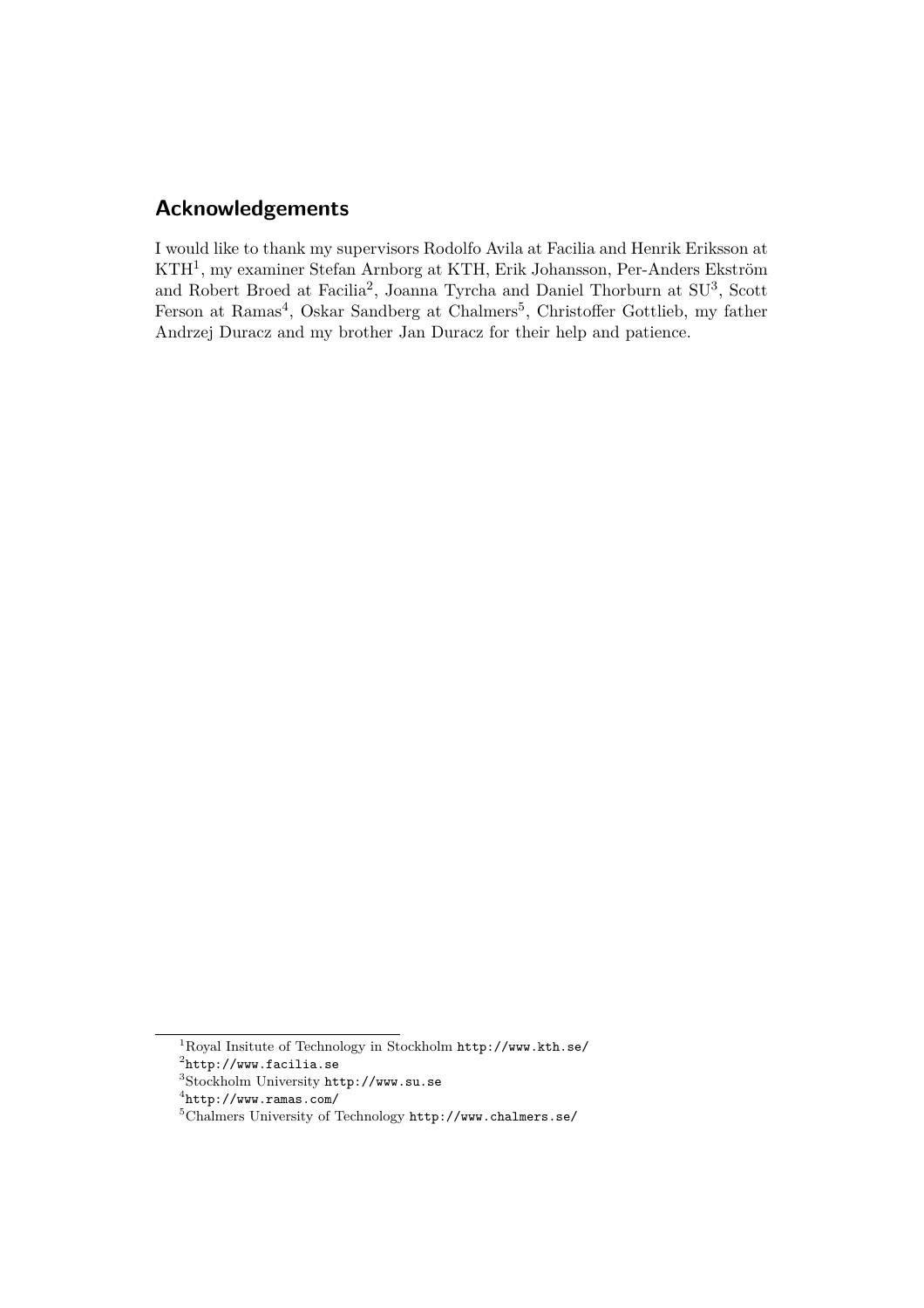## Acknowledgements

I would like to thank my supervisors Rodolfo Avila at Facilia and Henrik Eriksson at KTH[1], my examiner Stefan Arnborg at KTH, Erik Johansson, Per-Anders Ekström and Robert Broed at Facilia[2], Joanna Tyrcha and Daniel Thorburn at SU[3], Scott Ferson at Ramas[4], Oskar Sandberg at Chalmers[5], Christoffer Gottlieb, my father Andrzej Duracz and my brother Jan Duracz for their help and patience.

---

[1] Royal Insitute of Technology in Stockholm `http://www.kth.se/`

[2] `http://www.facilia.se`

[3] Stockholm University `http://www.su.se`

[4] `http://www.ramas.com/`

[5] Chalmers University of Technology `http://www.chalmers.se/`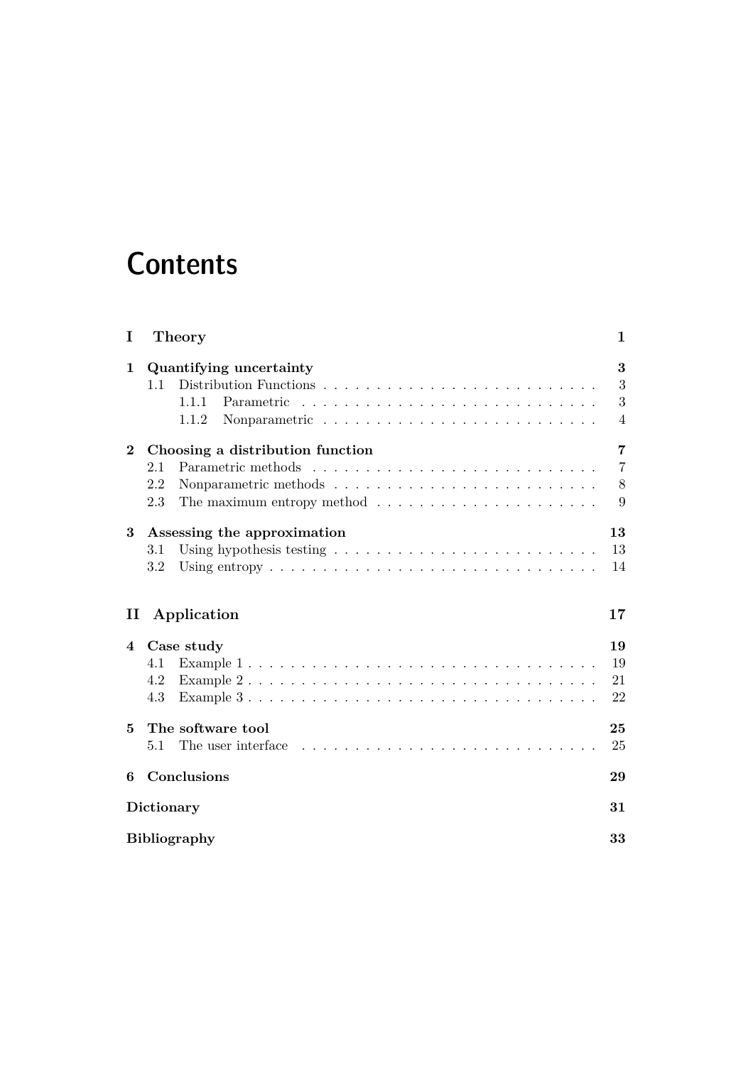# Contents

**I Theory** **1**

**1 Quantifying uncertainty** **3**

- 1.1 Distribution Functions . . . . . . . . . . . . . . . . . . . . . . . . . 3
  - 1.1.1 Parametric . . . . . . . . . . . . . . . . . . . . . . . . . . . 3
  - 1.1.2 Nonparametric . . . . . . . . . . . . . . . . . . . . . . . . . 4

**2 Choosing a distribution function** **7**

- 2.1 Parametric methods . . . . . . . . . . . . . . . . . . . . . . . . . . 7
- 2.2 Nonparametric methods . . . . . . . . . . . . . . . . . . . . . . . . 8
- 2.3 The maximum entropy method . . . . . . . . . . . . . . . . . . . . . 9

**3 Assessing the approximation** **13**

- 3.1 Using hypothesis testing . . . . . . . . . . . . . . . . . . . . . . . . 13
- 3.2 Using entropy . . . . . . . . . . . . . . . . . . . . . . . . . . . . . . 14

**II Application** **17**

**4 Case study** **19**

- 4.1 Example 1 . . . . . . . . . . . . . . . . . . . . . . . . . . . . . . . . 19
- 4.2 Example 2 . . . . . . . . . . . . . . . . . . . . . . . . . . . . . . . . 21
- 4.3 Example 3 . . . . . . . . . . . . . . . . . . . . . . . . . . . . . . . . 22

**5 The software tool** **25**

- 5.1 The user interface . . . . . . . . . . . . . . . . . . . . . . . . . . . 25

**6 Conclusions** **29**

**Dictionary** **31**

**Bibliography** **33**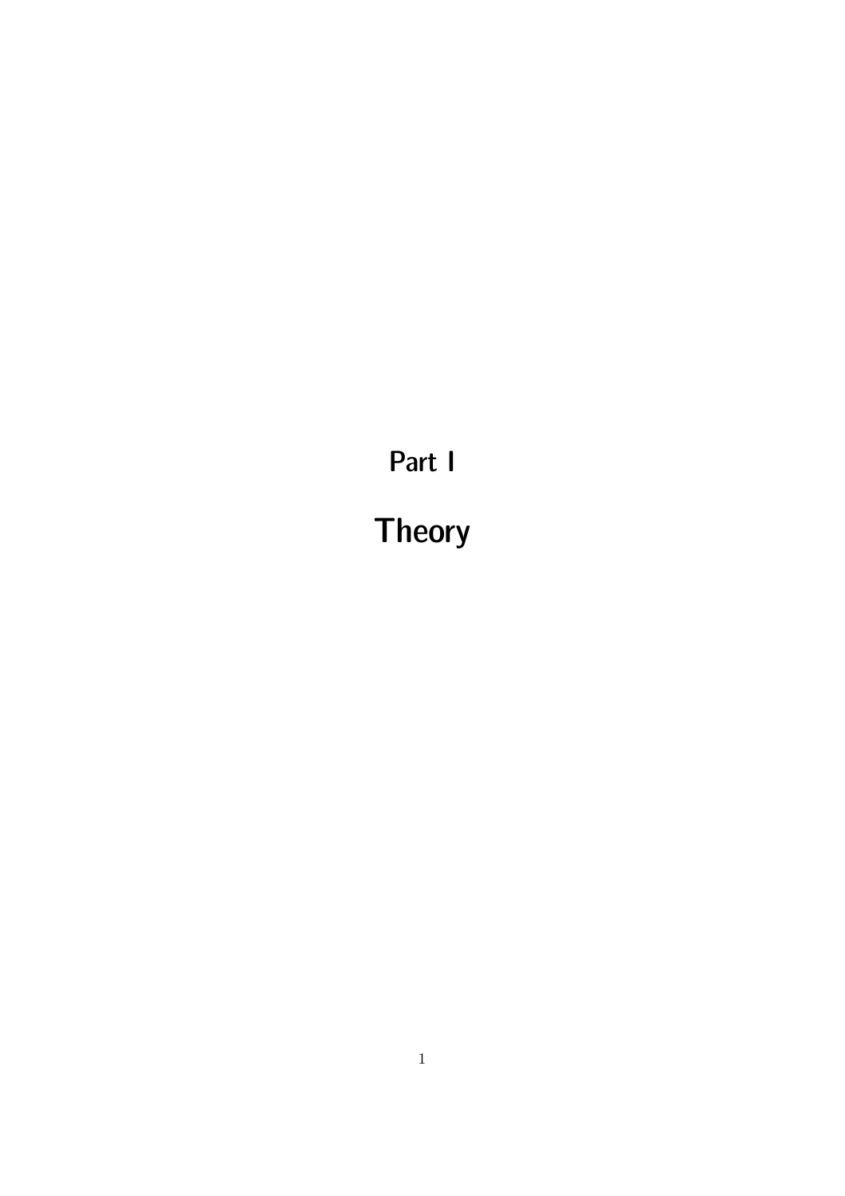# Part I

# Theory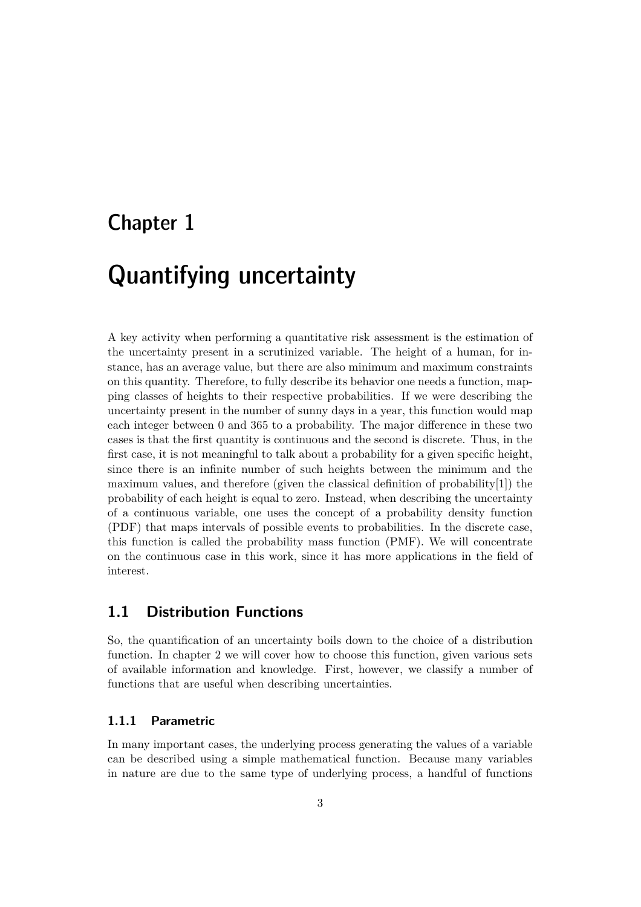# Chapter 1

# Quantifying uncertainty

A key activity when performing a quantitative risk assessment is the estimation of the uncertainty present in a scrutinized variable. The height of a human, for instance, has an average value, but there are also minimum and maximum constraints on this quantity. Therefore, to fully describe its behavior one needs a function, mapping classes of heights to their respective probabilities. If we were describing the uncertainty present in the number of sunny days in a year, this function would map each integer between 0 and 365 to a probability. The major difference in these two cases is that the first quantity is continuous and the second is discrete. Thus, in the first case, it is not meaningful to talk about a probability for a given specific height, since there is an infinite number of such heights between the minimum and the maximum values, and therefore (given the classical definition of probability[1]) the probability of each height is equal to zero. Instead, when describing the uncertainty of a continuous variable, one uses the concept of a probability density function (PDF) that maps intervals of possible events to probabilities. In the discrete case, this function is called the probability mass function (PMF). We will concentrate on the continuous case in this work, since it has more applications in the field of interest.

## 1.1 Distribution Functions

So, the quantification of an uncertainty boils down to the choice of a distribution function. In chapter 2 we will cover how to choose this function, given various sets of available information and knowledge. First, however, we classify a number of functions that are useful when describing uncertainties.

### 1.1.1 Parametric

In many important cases, the underlying process generating the values of a variable can be described using a simple mathematical function. Because many variables in nature are due to the same type of underlying process, a handful of functions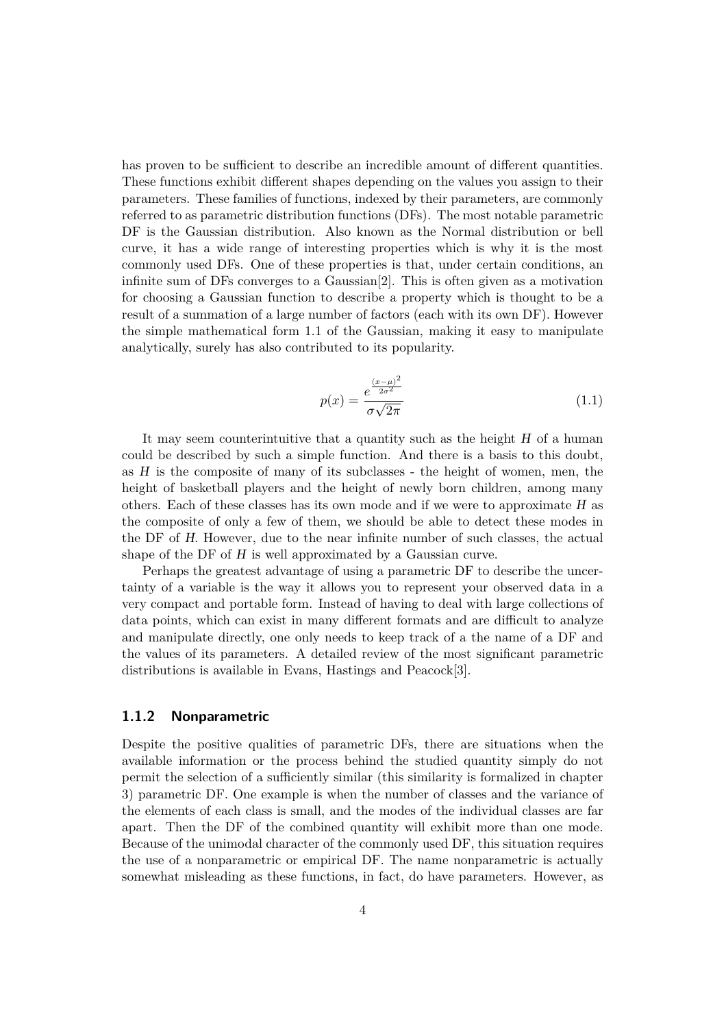has proven to be sufficient to describe an incredible amount of different quantities. These functions exhibit different shapes depending on the values you assign to their parameters. These families of functions, indexed by their parameters, are commonly referred to as parametric distribution functions (DFs). The most notable parametric DF is the Gaussian distribution. Also known as the Normal distribution or bell curve, it has a wide range of interesting properties which is why it is the most commonly used DFs. One of these properties is that, under certain conditions, an infinite sum of DFs converges to a Gaussian[2]. This is often given as a motivation for choosing a Gaussian function to describe a property which is thought to be a result of a summation of a large number of factors (each with its own DF). However the simple mathematical form 1.1 of the Gaussian, making it easy to manipulate analytically, surely has also contributed to its popularity.

$$p(x) = \frac{e^{\frac{(x-\mu)^2}{2\sigma^2}}}{\sigma\sqrt{2\pi}} \tag{1.1}$$

It may seem counterintuitive that a quantity such as the height $H$ of a human could be described by such a simple function. And there is a basis to this doubt, as $H$ is the composite of many of its subclasses - the height of women, men, the height of basketball players and the height of newly born children, among many others. Each of these classes has its own mode and if we were to approximate $H$ as the composite of only a few of them, we should be able to detect these modes in the DF of $H$. However, due to the near infinite number of such classes, the actual shape of the DF of $H$ is well approximated by a Gaussian curve.

Perhaps the greatest advantage of using a parametric DF to describe the uncertainty of a variable is the way it allows you to represent your observed data in a very compact and portable form. Instead of having to deal with large collections of data points, which can exist in many different formats and are difficult to analyze and manipulate directly, one only needs to keep track of a the name of a DF and the values of its parameters. A detailed review of the most significant parametric distributions is available in Evans, Hastings and Peacock[3].

### 1.1.2 Nonparametric

Despite the positive qualities of parametric DFs, there are situations when the available information or the process behind the studied quantity simply do not permit the selection of a sufficiently similar (this similarity is formalized in chapter 3) parametric DF. One example is when the number of classes and the variance of the elements of each class is small, and the modes of the individual classes are far apart. Then the DF of the combined quantity will exhibit more than one mode. Because of the unimodal character of the commonly used DF, this situation requires the use of a nonparametric or empirical DF. The name nonparametric is actually somewhat misleading as these functions, in fact, do have parameters. However, as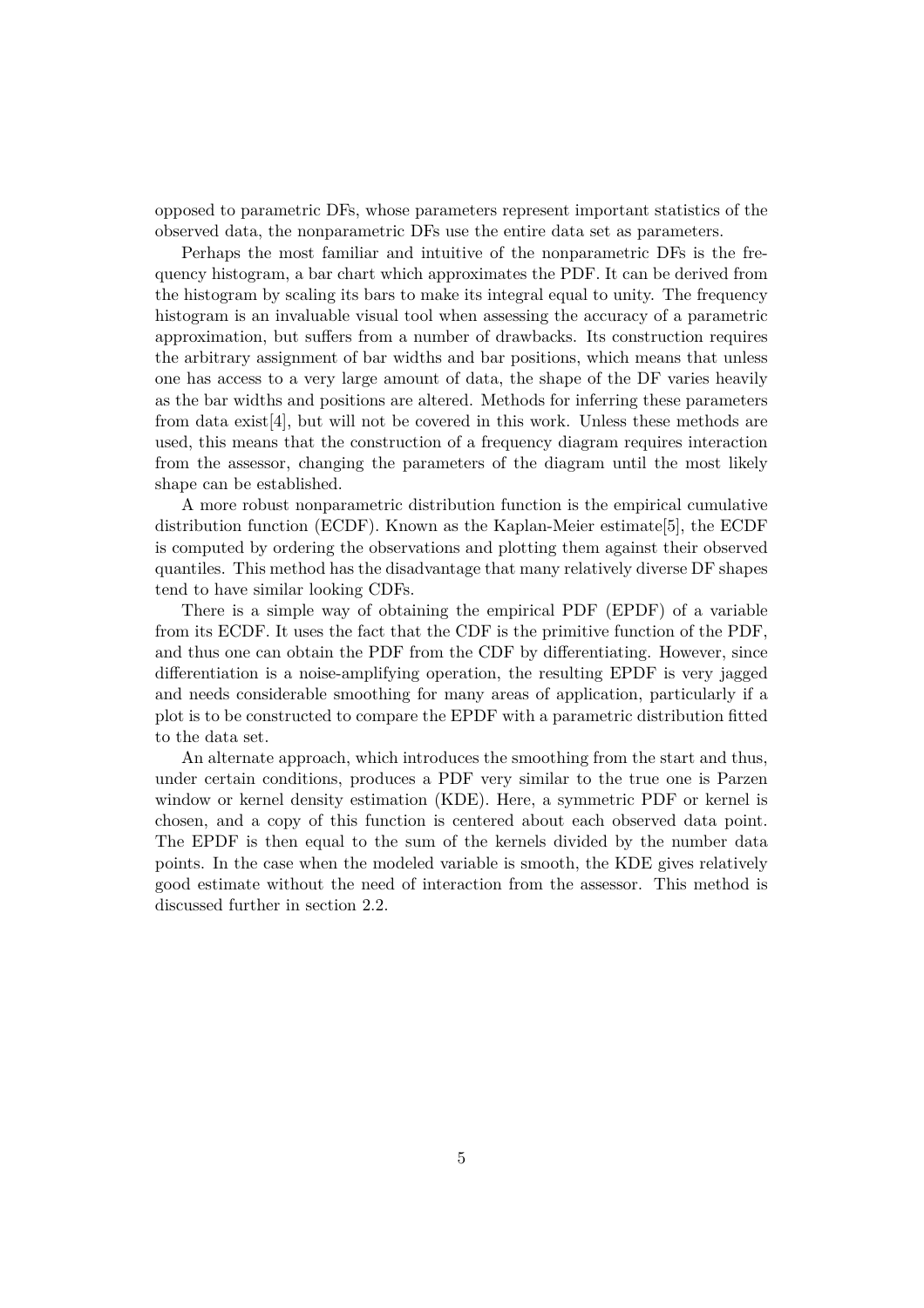opposed to parametric DFs, whose parameters represent important statistics of the observed data, the nonparametric DFs use the entire data set as parameters.

Perhaps the most familiar and intuitive of the nonparametric DFs is the frequency histogram, a bar chart which approximates the PDF. It can be derived from the histogram by scaling its bars to make its integral equal to unity. The frequency histogram is an invaluable visual tool when assessing the accuracy of a parametric approximation, but suffers from a number of drawbacks. Its construction requires the arbitrary assignment of bar widths and bar positions, which means that unless one has access to a very large amount of data, the shape of the DF varies heavily as the bar widths and positions are altered. Methods for inferring these parameters from data exist[4], but will not be covered in this work. Unless these methods are used, this means that the construction of a frequency diagram requires interaction from the assessor, changing the parameters of the diagram until the most likely shape can be established.

A more robust nonparametric distribution function is the empirical cumulative distribution function (ECDF). Known as the Kaplan-Meier estimate[5], the ECDF is computed by ordering the observations and plotting them against their observed quantiles. This method has the disadvantage that many relatively diverse DF shapes tend to have similar looking CDFs.

There is a simple way of obtaining the empirical PDF (EPDF) of a variable from its ECDF. It uses the fact that the CDF is the primitive function of the PDF, and thus one can obtain the PDF from the CDF by differentiating. However, since differentiation is a noise-amplifying operation, the resulting EPDF is very jagged and needs considerable smoothing for many areas of application, particularly if a plot is to be constructed to compare the EPDF with a parametric distribution fitted to the data set.

An alternate approach, which introduces the smoothing from the start and thus, under certain conditions, produces a PDF very similar to the true one is Parzen window or kernel density estimation (KDE). Here, a symmetric PDF or kernel is chosen, and a copy of this function is centered about each observed data point. The EPDF is then equal to the sum of the kernels divided by the number data points. In the case when the modeled variable is smooth, the KDE gives relatively good estimate without the need of interaction from the assessor. This method is discussed further in section 2.2.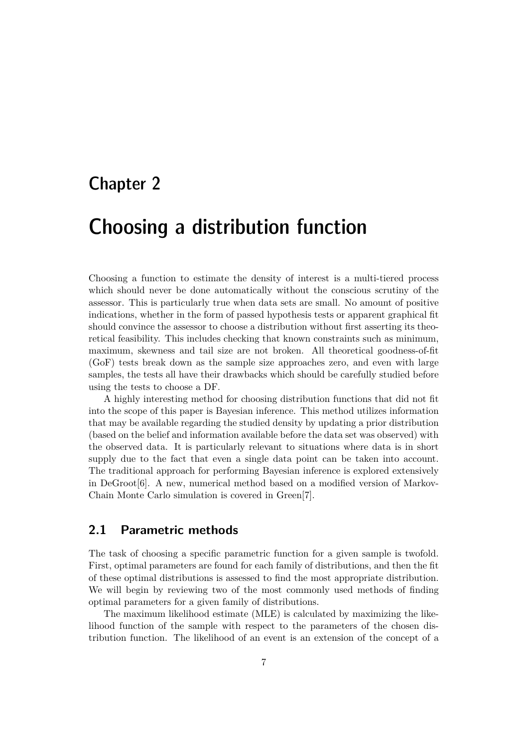# Chapter 2

# Choosing a distribution function

Choosing a function to estimate the density of interest is a multi-tiered process which should never be done automatically without the conscious scrutiny of the assessor. This is particularly true when data sets are small. No amount of positive indications, whether in the form of passed hypothesis tests or apparent graphical fit should convince the assessor to choose a distribution without first asserting its theoretical feasibility. This includes checking that known constraints such as minimum, maximum, skewness and tail size are not broken. All theoretical goodness-of-fit (GoF) tests break down as the sample size approaches zero, and even with large samples, the tests all have their drawbacks which should be carefully studied before using the tests to choose a DF.

A highly interesting method for choosing distribution functions that did not fit into the scope of this paper is Bayesian inference. This method utilizes information that may be available regarding the studied density by updating a prior distribution (based on the belief and information available before the data set was observed) with the observed data. It is particularly relevant to situations where data is in short supply due to the fact that even a single data point can be taken into account. The traditional approach for performing Bayesian inference is explored extensively in DeGroot[6]. A new, numerical method based on a modified version of Markov-Chain Monte Carlo simulation is covered in Green[7].

## 2.1 Parametric methods

The task of choosing a specific parametric function for a given sample is twofold. First, optimal parameters are found for each family of distributions, and then the fit of these optimal distributions is assessed to find the most appropriate distribution. We will begin by reviewing two of the most commonly used methods of finding optimal parameters for a given family of distributions.

The maximum likelihood estimate (MLE) is calculated by maximizing the likelihood function of the sample with respect to the parameters of the chosen distribution function. The likelihood of an event is an extension of the concept of a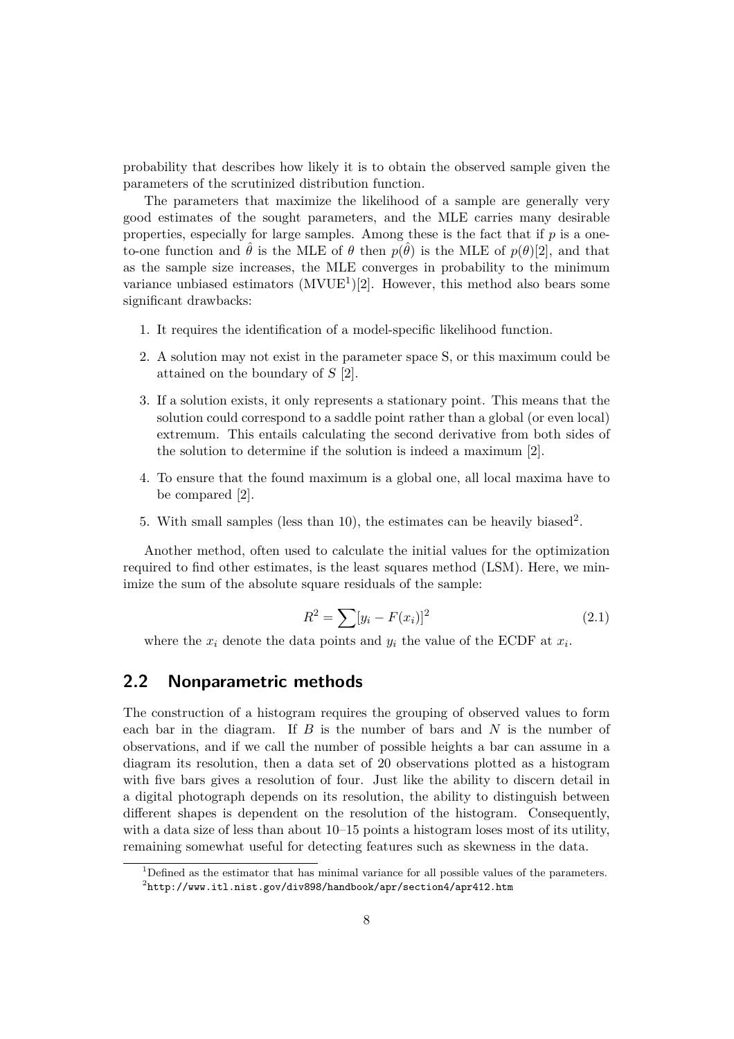probability that describes how likely it is to obtain the observed sample given the parameters of the scrutinized distribution function.

The parameters that maximize the likelihood of a sample are generally very good estimates of the sought parameters, and the MLE carries many desirable properties, especially for large samples. Among these is the fact that if $p$ is a one-to-one function and $\hat{\theta}$ is the MLE of $\theta$ then $p(\hat{\theta})$ is the MLE of $p(\theta)$[2], and that as the sample size increases, the MLE converges in probability to the minimum variance unbiased estimators (MVUE[1])[2]. However, this method also bears some significant drawbacks:

1. It requires the identification of a model-specific likelihood function.
2. A solution may not exist in the parameter space S, or this maximum could be attained on the boundary of $S$ [2].
3. If a solution exists, it only represents a stationary point. This means that the solution could correspond to a saddle point rather than a global (or even local) extremum. This entails calculating the second derivative from both sides of the solution to determine if the solution is indeed a maximum [2].
4. To ensure that the found maximum is a global one, all local maxima have to be compared [2].
5. With small samples (less than 10), the estimates can be heavily biased[2].

Another method, often used to calculate the initial values for the optimization required to find other estimates, is the least squares method (LSM). Here, we minimize the sum of the absolute square residuals of the sample:

$$R^2 = \sum [y_i - F(x_i)]^2 \tag{2.1}$$

where the $x_i$ denote the data points and $y_i$ the value of the ECDF at $x_i$.

## 2.2 Nonparametric methods

The construction of a histogram requires the grouping of observed values to form each bar in the diagram. If $B$ is the number of bars and $N$ is the number of observations, and if we call the number of possible heights a bar can assume in a diagram its resolution, then a data set of 20 observations plotted as a histogram with five bars gives a resolution of four. Just like the ability to discern detail in a digital photograph depends on its resolution, the ability to distinguish between different shapes is dependent on the resolution of the histogram. Consequently, with a data size of less than about 10–15 points a histogram loses most of its utility, remaining somewhat useful for detecting features such as skewness in the data.

[1] Defined as the estimator that has minimal variance for all possible values of the parameters.

[2] http://www.itl.nist.gov/div898/handbook/apr/section4/apr412.htm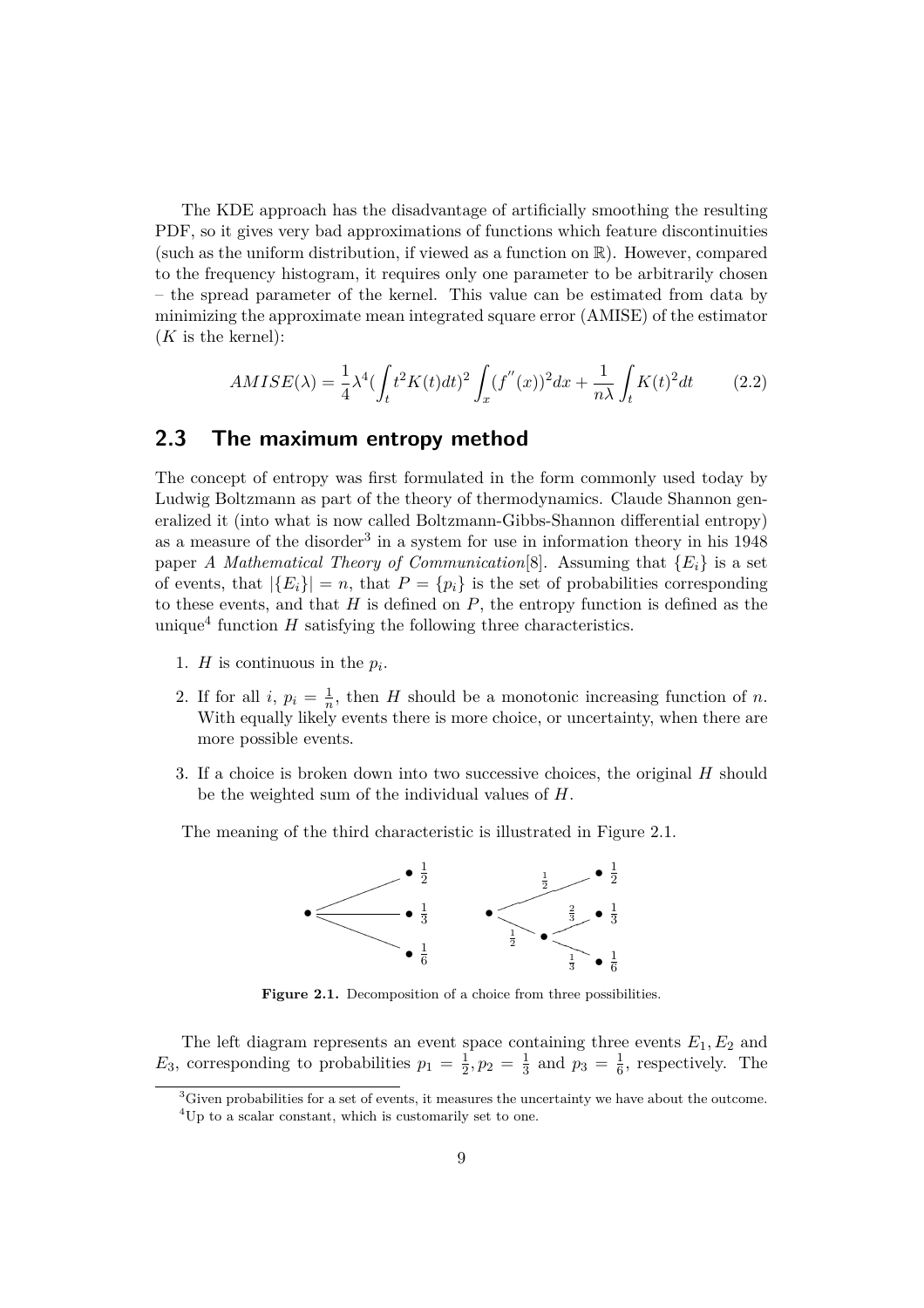The KDE approach has the disadvantage of artificially smoothing the resulting PDF, so it gives very bad approximations of functions which feature discontinuities (such as the uniform distribution, if viewed as a function on $\mathbb{R}$). However, compared to the frequency histogram, it requires only one parameter to be arbitrarily chosen – the spread parameter of the kernel. This value can be estimated from data by minimizing the approximate mean integrated square error (AMISE) of the estimator ($K$ is the kernel):

$$AMISE(\lambda) = \frac{1}{4}\lambda^4\left(\int_t t^2 K(t)dt\right)^2 \int_x (f''(x))^2 dx + \frac{1}{n\lambda}\int_t K(t)^2 dt \tag{2.2}$$

## 2.3 The maximum entropy method

The concept of entropy was first formulated in the form commonly used today by Ludwig Boltzmann as part of the theory of thermodynamics. Claude Shannon generalized it (into what is now called Boltzmann-Gibbs-Shannon differential entropy) as a measure of the disorder[3] in a system for use in information theory in his 1948 paper *A Mathematical Theory of Communication*[8]. Assuming that $\{E_i\}$ is a set of events, that $|\{E_i\}| = n$, that $P = \{p_i\}$ is the set of probabilities corresponding to these events, and that $H$ is defined on $P$, the entropy function is defined as the unique[4] function $H$ satisfying the following three characteristics.

1. $H$ is continuous in the $p_i$.
2. If for all $i$, $p_i = \frac{1}{n}$, then $H$ should be a monotonic increasing function of $n$. With equally likely events there is more choice, or uncertainty, when there are more possible events.
3. If a choice is broken down into two successive choices, the original $H$ should be the weighted sum of the individual values of $H$.

The meaning of the third characteristic is illustrated in Figure 2.1.

**Figure 2.1.** Decomposition of a choice from three possibilities.

The left diagram represents an event space containing three events $E_1, E_2$ and $E_3$, corresponding to probabilities $p_1 = \frac{1}{2}, p_2 = \frac{1}{3}$ and $p_3 = \frac{1}{6}$, respectively. The

[3] Given probabilities for a set of events, it measures the uncertainty we have about the outcome.

[4] Up to a scalar constant, which is customarily set to one.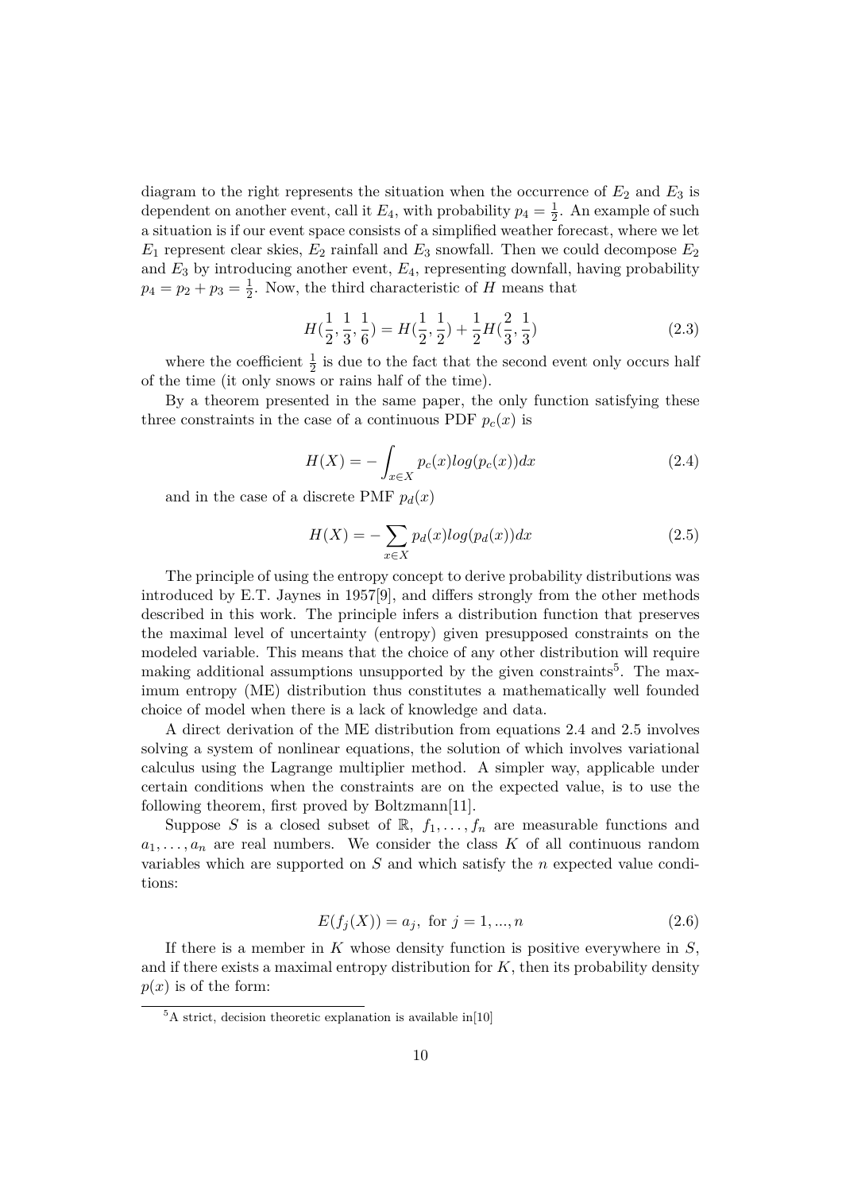diagram to the right represents the situation when the occurrence of $E_2$ and $E_3$ is dependent on another event, call it $E_4$, with probability $p_4 = \frac{1}{2}$. An example of such a situation is if our event space consists of a simplified weather forecast, where we let $E_1$ represent clear skies, $E_2$ rainfall and $E_3$ snowfall. Then we could decompose $E_2$ and $E_3$ by introducing another event, $E_4$, representing downfall, having probability $p_4 = p_2 + p_3 = \frac{1}{2}$. Now, the third characteristic of $H$ means that

$$H(\frac{1}{2}, \frac{1}{3}, \frac{1}{6}) = H(\frac{1}{2}, \frac{1}{2}) + \frac{1}{2}H(\frac{2}{3}, \frac{1}{3}) \tag{2.3}$$

where the coefficient $\frac{1}{2}$ is due to the fact that the second event only occurs half of the time (it only snows or rains half of the time).

By a theorem presented in the same paper, the only function satisfying these three constraints in the case of a continuous PDF $p_c(x)$ is

$$H(X) = -\int_{x \in X} p_c(x) log(p_c(x)) dx \tag{2.4}$$

and in the case of a discrete PMF $p_d(x)$

$$H(X) = -\sum_{x \in X} p_d(x) log(p_d(x)) dx \tag{2.5}$$

The principle of using the entropy concept to derive probability distributions was introduced by E.T. Jaynes in 1957[9], and differs strongly from the other methods described in this work. The principle infers a distribution function that preserves the maximal level of uncertainty (entropy) given presupposed constraints on the modeled variable. This means that the choice of any other distribution will require making additional assumptions unsupported by the given constraints[5]. The maximum entropy (ME) distribution thus constitutes a mathematically well founded choice of model when there is a lack of knowledge and data.

A direct derivation of the ME distribution from equations 2.4 and 2.5 involves solving a system of nonlinear equations, the solution of which involves variational calculus using the Lagrange multiplier method. A simpler way, applicable under certain conditions when the constraints are on the expected value, is to use the following theorem, first proved by Boltzmann[11].

Suppose $S$ is a closed subset of $\mathbb{R}$, $f_1, \ldots, f_n$ are measurable functions and $a_1, \ldots, a_n$ are real numbers. We consider the class $K$ of all continuous random variables which are supported on $S$ and which satisfy the $n$ expected value conditions:

$$E(f_j(X)) = a_j, \text{ for } j = 1, ..., n \tag{2.6}$$

If there is a member in $K$ whose density function is positive everywhere in $S$, and if there exists a maximal entropy distribution for $K$, then its probability density $p(x)$ is of the form:

[5] A strict, decision theoretic explanation is available in[10]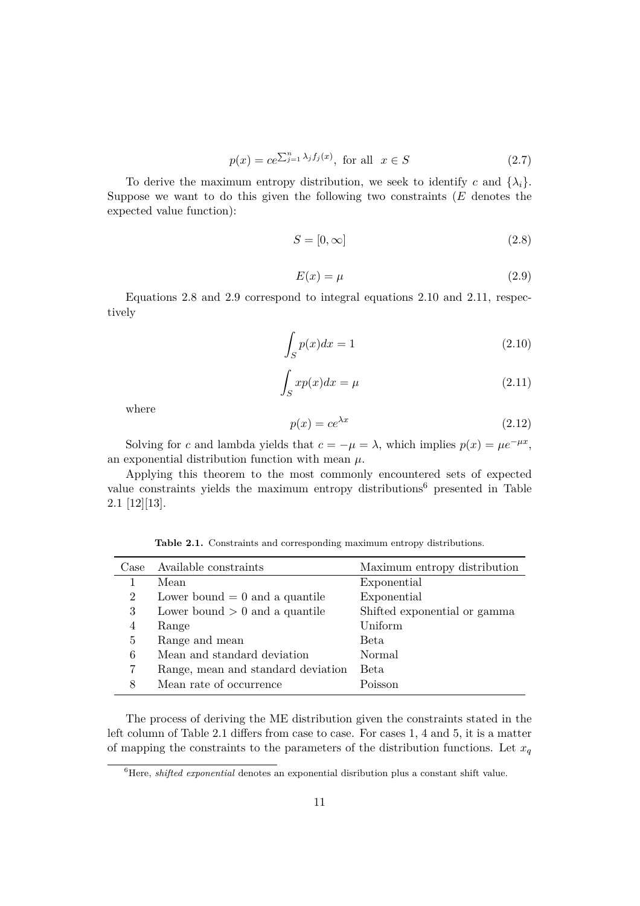$$p(x) = ce^{\sum_{j=1}^{n} \lambda_j f_j(x)}, \text{ for all } \ x \in S \tag{2.7}$$

To derive the maximum entropy distribution, we seek to identify $c$ and $\{\lambda_i\}$. Suppose we want to do this given the following two constraints ($E$ denotes the expected value function):

$$S = [0, \infty] \tag{2.8}$$

$$E(x) = \mu \tag{2.9}$$

Equations 2.8 and 2.9 correspond to integral equations 2.10 and 2.11, respectively

$$\int_S p(x)dx = 1 \tag{2.10}$$

$$\int_S xp(x)dx = \mu \tag{2.11}$$

where

$$p(x) = ce^{\lambda x} \tag{2.12}$$

Solving for $c$ and lambda yields that $c = -\mu = \lambda$, which implies $p(x) = \mu e^{-\mu x}$, an exponential distribution function with mean $\mu$.

Applying this theorem to the most commonly encountered sets of expected value constraints yields the maximum entropy distributions[6] presented in Table 2.1 [12][13].

**Table 2.1.** Constraints and corresponding maximum entropy distributions.

| Case | Available constraints | Maximum entropy distribution |
|---|---|---|
| 1 | Mean | Exponential |
| 2 | Lower bound $= 0$ and a quantile | Exponential |
| 3 | Lower bound $> 0$ and a quantile | Shifted exponential or gamma |
| 4 | Range | Uniform |
| 5 | Range and mean | Beta |
| 6 | Mean and standard deviation | Normal |
| 7 | Range, mean and standard deviation | Beta |
| 8 | Mean rate of occurrence | Poisson |

The process of deriving the ME distribution given the constraints stated in the left column of Table 2.1 differs from case to case. For cases 1, 4 and 5, it is a matter of mapping the constraints to the parameters of the distribution functions. Let $x_q$

[6] Here, *shifted exponential* denotes an exponential disribution plus a constant shift value.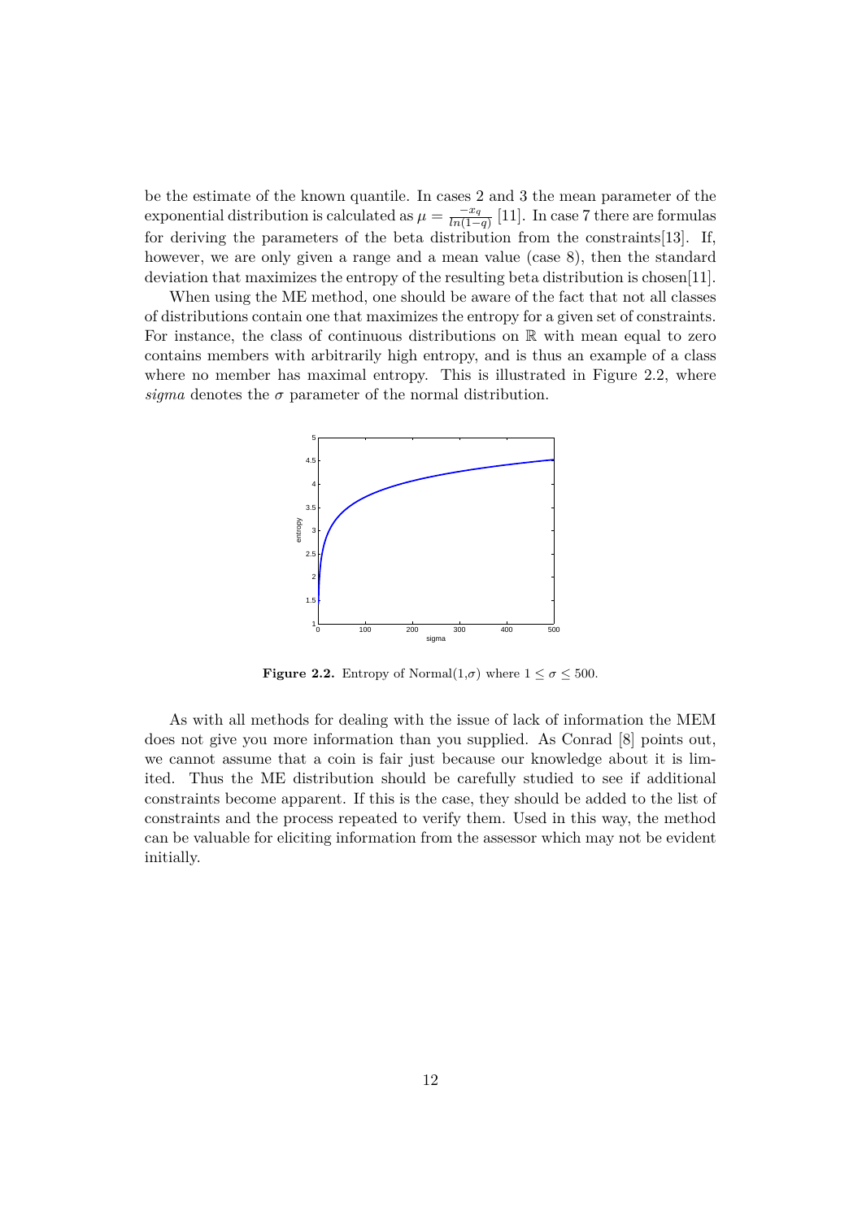be the estimate of the known quantile. In cases 2 and 3 the mean parameter of the exponential distribution is calculated as $\mu = \frac{-x_q}{ln(1-q)}$ [11]. In case 7 there are formulas for deriving the parameters of the beta distribution from the constraints[13]. If, however, we are only given a range and a mean value (case 8), then the standard deviation that maximizes the entropy of the resulting beta distribution is chosen[11].

When using the ME method, one should be aware of the fact that not all classes of distributions contain one that maximizes the entropy for a given set of constraints. For instance, the class of continuous distributions on $\mathbb{R}$ with mean equal to zero contains members with arbitrarily high entropy, and is thus an example of a class where no member has maximal entropy. This is illustrated in Figure 2.2, where *sigma* denotes the $\sigma$ parameter of the normal distribution.

**Figure 2.2.** Entropy of Normal(1,$\sigma$) where $1 \leq \sigma \leq 500$.

As with all methods for dealing with the issue of lack of information the MEM does not give you more information than you supplied. As Conrad [8] points out, we cannot assume that a coin is fair just because our knowledge about it is limited. Thus the ME distribution should be carefully studied to see if additional constraints become apparent. If this is the case, they should be added to the list of constraints and the process repeated to verify them. Used in this way, the method can be valuable for eliciting information from the assessor which may not be evident initially.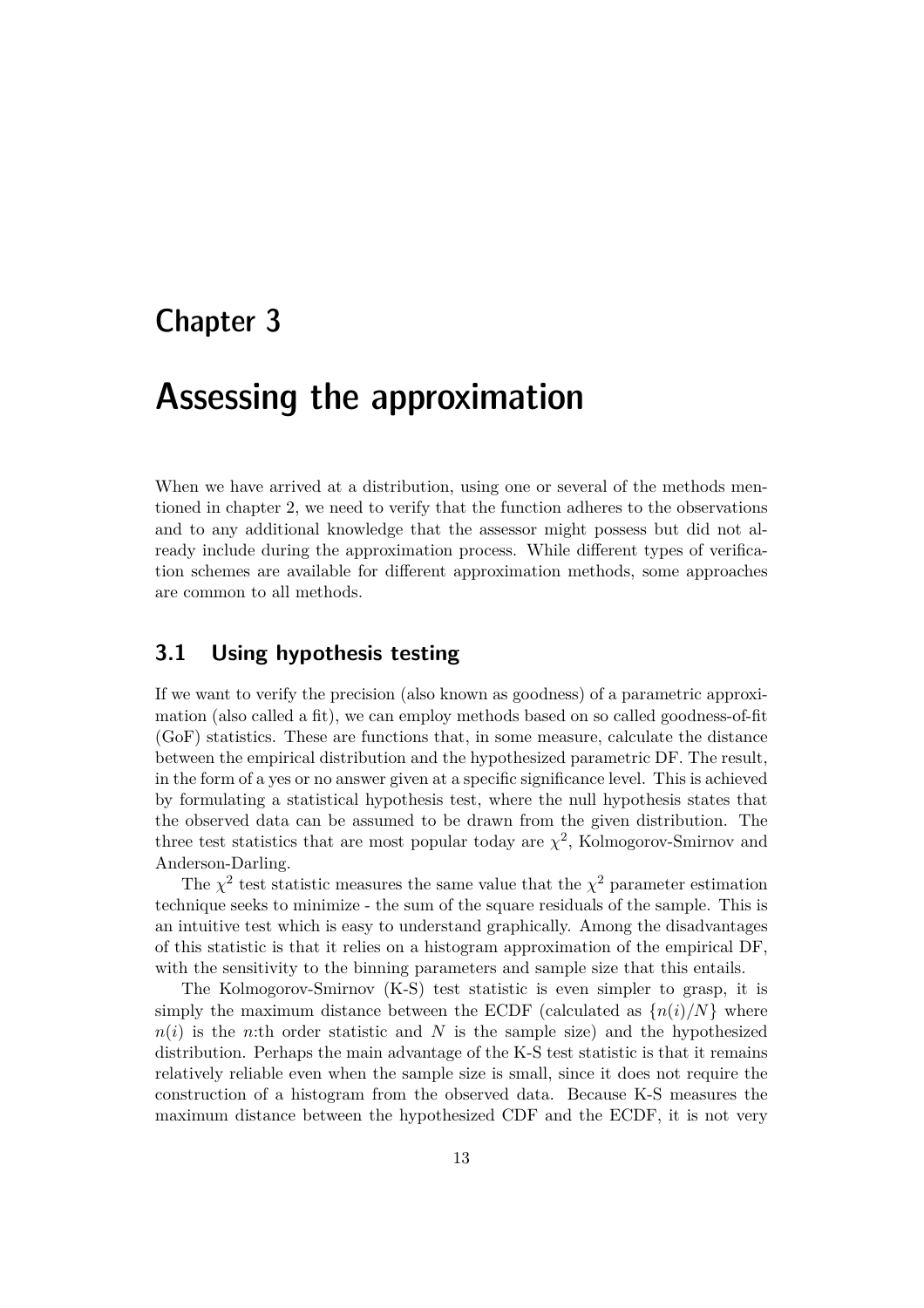# Chapter 3

# Assessing the approximation

When we have arrived at a distribution, using one or several of the methods mentioned in chapter 2, we need to verify that the function adheres to the observations and to any additional knowledge that the assessor might possess but did not already include during the approximation process. While different types of verification schemes are available for different approximation methods, some approaches are common to all methods.

## 3.1 Using hypothesis testing

If we want to verify the precision (also known as goodness) of a parametric approximation (also called a fit), we can employ methods based on so called goodness-of-fit (GoF) statistics. These are functions that, in some measure, calculate the distance between the empirical distribution and the hypothesized parametric DF. The result, in the form of a yes or no answer given at a specific significance level. This is achieved by formulating a statistical hypothesis test, where the null hypothesis states that the observed data can be assumed to be drawn from the given distribution. The three test statistics that are most popular today are $\chi^2$, Kolmogorov-Smirnov and Anderson-Darling.

The $\chi^2$ test statistic measures the same value that the $\chi^2$ parameter estimation technique seeks to minimize - the sum of the square residuals of the sample. This is an intuitive test which is easy to understand graphically. Among the disadvantages of this statistic is that it relies on a histogram approximation of the empirical DF, with the sensitivity to the binning parameters and sample size that this entails.

The Kolmogorov-Smirnov (K-S) test statistic is even simpler to grasp, it is simply the maximum distance between the ECDF (calculated as $\{n(i)/N\}$ where $n(i)$ is the $n$:th order statistic and $N$ is the sample size) and the hypothesized distribution. Perhaps the main advantage of the K-S test statistic is that it remains relatively reliable even when the sample size is small, since it does not require the construction of a histogram from the observed data. Because K-S measures the maximum distance between the hypothesized CDF and the ECDF, it is not very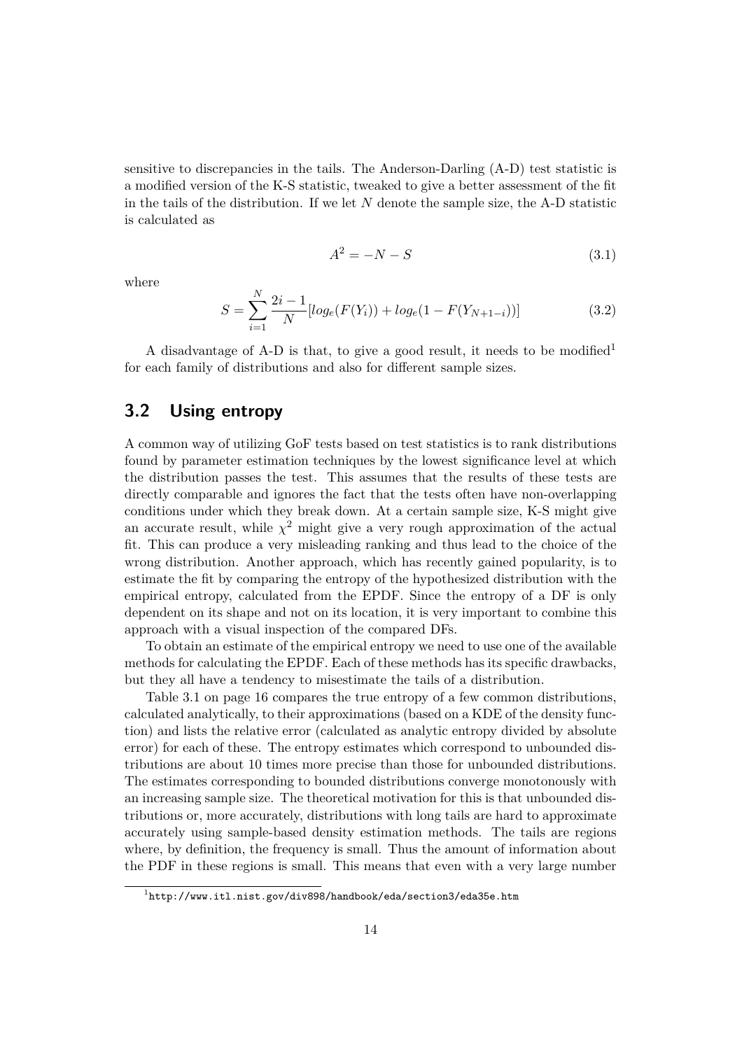sensitive to discrepancies in the tails. The Anderson-Darling (A-D) test statistic is a modified version of the K-S statistic, tweaked to give a better assessment of the fit in the tails of the distribution. If we let $N$ denote the sample size, the A-D statistic is calculated as

$$A^2 = -N - S \tag{3.1}$$

where

$$S = \sum_{i=1}^{N} \frac{2i-1}{N} [log_e(F(Y_i)) + log_e(1 - F(Y_{N+1-i}))] \tag{3.2}$$

A disadvantage of A-D is that, to give a good result, it needs to be modified[1] for each family of distributions and also for different sample sizes.

## 3.2 Using entropy

A common way of utilizing GoF tests based on test statistics is to rank distributions found by parameter estimation techniques by the lowest significance level at which the distribution passes the test. This assumes that the results of these tests are directly comparable and ignores the fact that the tests often have non-overlapping conditions under which they break down. At a certain sample size, K-S might give an accurate result, while $\chi^2$ might give a very rough approximation of the actual fit. This can produce a very misleading ranking and thus lead to the choice of the wrong distribution. Another approach, which has recently gained popularity, is to estimate the fit by comparing the entropy of the hypothesized distribution with the empirical entropy, calculated from the EPDF. Since the entropy of a DF is only dependent on its shape and not on its location, it is very important to combine this approach with a visual inspection of the compared DFs.

To obtain an estimate of the empirical entropy we need to use one of the available methods for calculating the EPDF. Each of these methods has its specific drawbacks, but they all have a tendency to misestimate the tails of a distribution.

Table 3.1 on page 16 compares the true entropy of a few common distributions, calculated analytically, to their approximations (based on a KDE of the density function) and lists the relative error (calculated as analytic entropy divided by absolute error) for each of these. The entropy estimates which correspond to unbounded distributions are about 10 times more precise than those for unbounded distributions. The estimates corresponding to bounded distributions converge monotonously with an increasing sample size. The theoretical motivation for this is that unbounded distributions or, more accurately, distributions with long tails are hard to approximate accurately using sample-based density estimation methods. The tails are regions where, by definition, the frequency is small. Thus the amount of information about the PDF in these regions is small. This means that even with a very large number

[1] http://www.itl.nist.gov/div898/handbook/eda/section3/eda35e.htm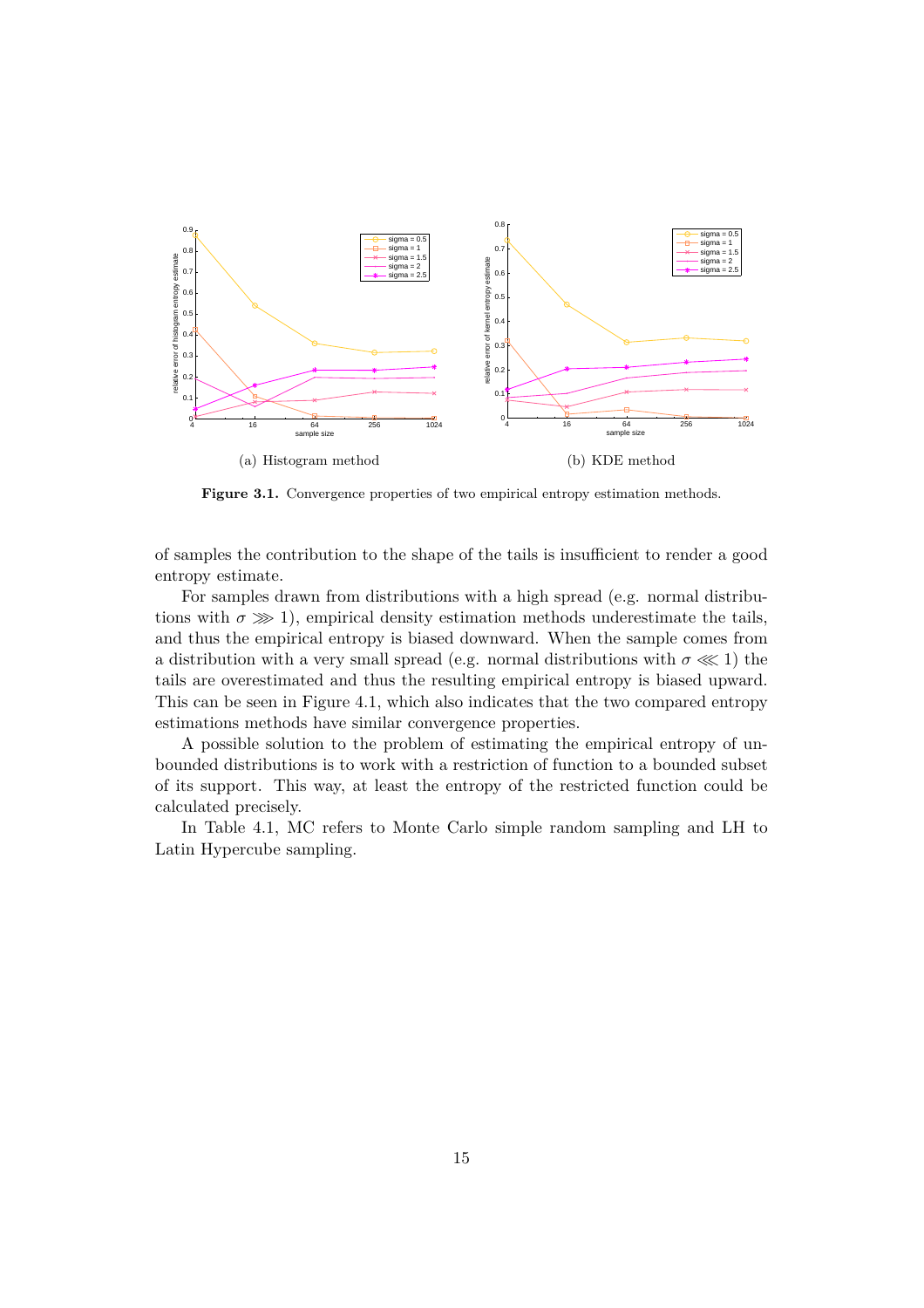(a) Histogram method

(b) KDE method

**Figure 3.1.** Convergence properties of two empirical entropy estimation methods.

of samples the contribution to the shape of the tails is insufficient to render a good entropy estimate.

For samples drawn from distributions with a high spread (e.g. normal distributions with $\sigma \ggg 1$), empirical density estimation methods underestimate the tails, and thus the empirical entropy is biased downward. When the sample comes from a distribution with a very small spread (e.g. normal distributions with $\sigma \lll 1$) the tails are overestimated and thus the resulting empirical entropy is biased upward. This can be seen in Figure 4.1, which also indicates that the two compared entropy estimations methods have similar convergence properties.

A possible solution to the problem of estimating the empirical entropy of unbounded distributions is to work with a restriction of function to a bounded subset of its support. This way, at least the entropy of the restricted function could be calculated precisely.

In Table 4.1, MC refers to Monte Carlo simple random sampling and LH to Latin Hypercube sampling.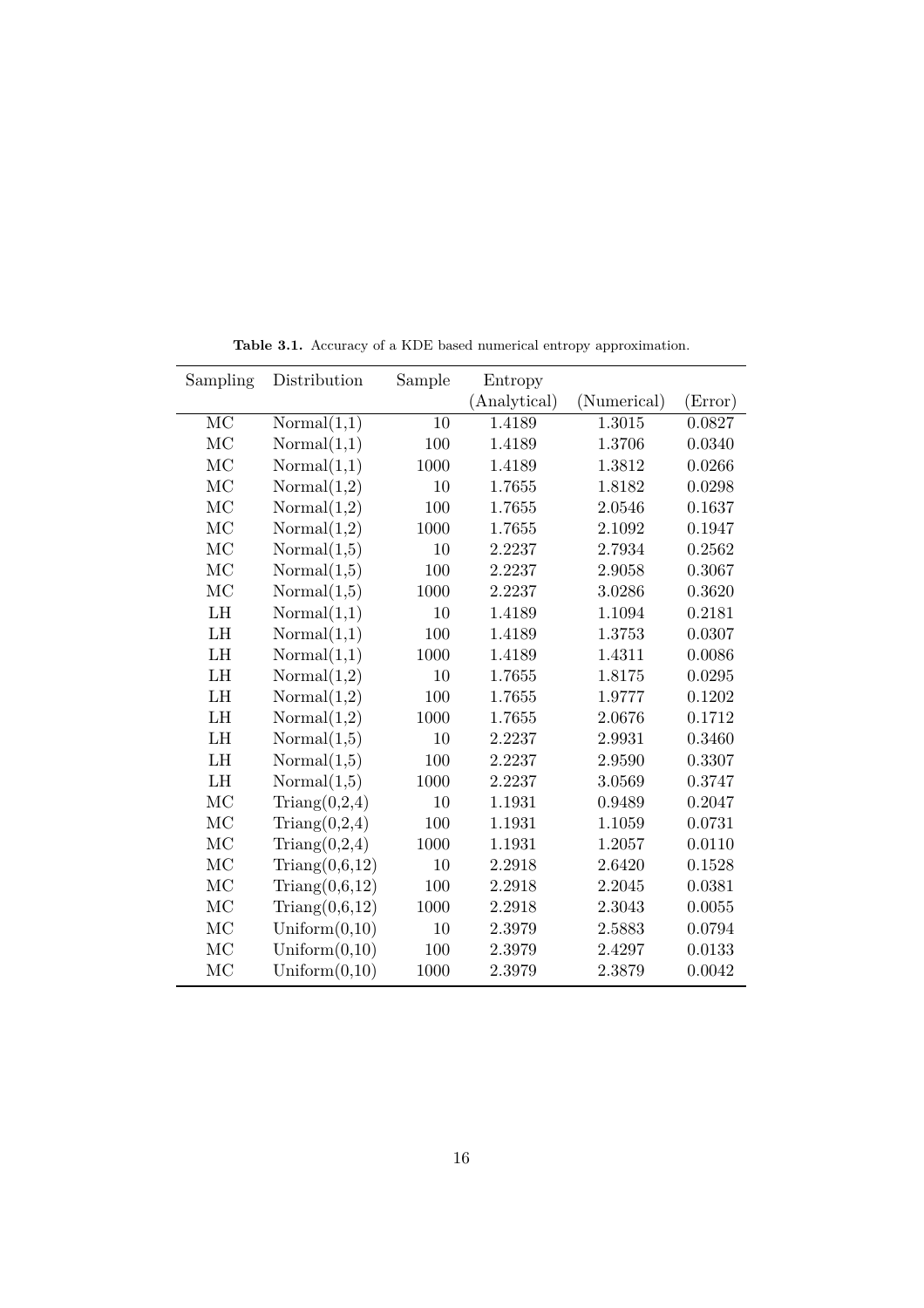**Table 3.1.** Accuracy of a KDE based numerical entropy approximation.

| Sampling | Distribution | Sample | Entropy | | |
|---|---|---|---|---|---|
| | | | (Analytical) | (Numerical) | (Error) |
| MC | Normal(1,1) | 10 | 1.4189 | 1.3015 | 0.0827 |
| MC | Normal(1,1) | 100 | 1.4189 | 1.3706 | 0.0340 |
| MC | Normal(1,1) | 1000 | 1.4189 | 1.3812 | 0.0266 |
| MC | Normal(1,2) | 10 | 1.7655 | 1.8182 | 0.0298 |
| MC | Normal(1,2) | 100 | 1.7655 | 2.0546 | 0.1637 |
| MC | Normal(1,2) | 1000 | 1.7655 | 2.1092 | 0.1947 |
| MC | Normal(1,5) | 10 | 2.2237 | 2.7934 | 0.2562 |
| MC | Normal(1,5) | 100 | 2.2237 | 2.9058 | 0.3067 |
| MC | Normal(1,5) | 1000 | 2.2237 | 3.0286 | 0.3620 |
| LH | Normal(1,1) | 10 | 1.4189 | 1.1094 | 0.2181 |
| LH | Normal(1,1) | 100 | 1.4189 | 1.3753 | 0.0307 |
| LH | Normal(1,1) | 1000 | 1.4189 | 1.4311 | 0.0086 |
| LH | Normal(1,2) | 10 | 1.7655 | 1.8175 | 0.0295 |
| LH | Normal(1,2) | 100 | 1.7655 | 1.9777 | 0.1202 |
| LH | Normal(1,2) | 1000 | 1.7655 | 2.0676 | 0.1712 |
| LH | Normal(1,5) | 10 | 2.2237 | 2.9931 | 0.3460 |
| LH | Normal(1,5) | 100 | 2.2237 | 2.9590 | 0.3307 |
| LH | Normal(1,5) | 1000 | 2.2237 | 3.0569 | 0.3747 |
| MC | Triang(0,2,4) | 10 | 1.1931 | 0.9489 | 0.2047 |
| MC | Triang(0,2,4) | 100 | 1.1931 | 1.1059 | 0.0731 |
| MC | Triang(0,2,4) | 1000 | 1.1931 | 1.2057 | 0.0110 |
| MC | Triang(0,6,12) | 10 | 2.2918 | 2.6420 | 0.1528 |
| MC | Triang(0,6,12) | 100 | 2.2918 | 2.2045 | 0.0381 |
| MC | Triang(0,6,12) | 1000 | 2.2918 | 2.3043 | 0.0055 |
| MC | Uniform(0,10) | 10 | 2.3979 | 2.5883 | 0.0794 |
| MC | Uniform(0,10) | 100 | 2.3979 | 2.4297 | 0.0133 |
| MC | Uniform(0,10) | 1000 | 2.3979 | 2.3879 | 0.0042 |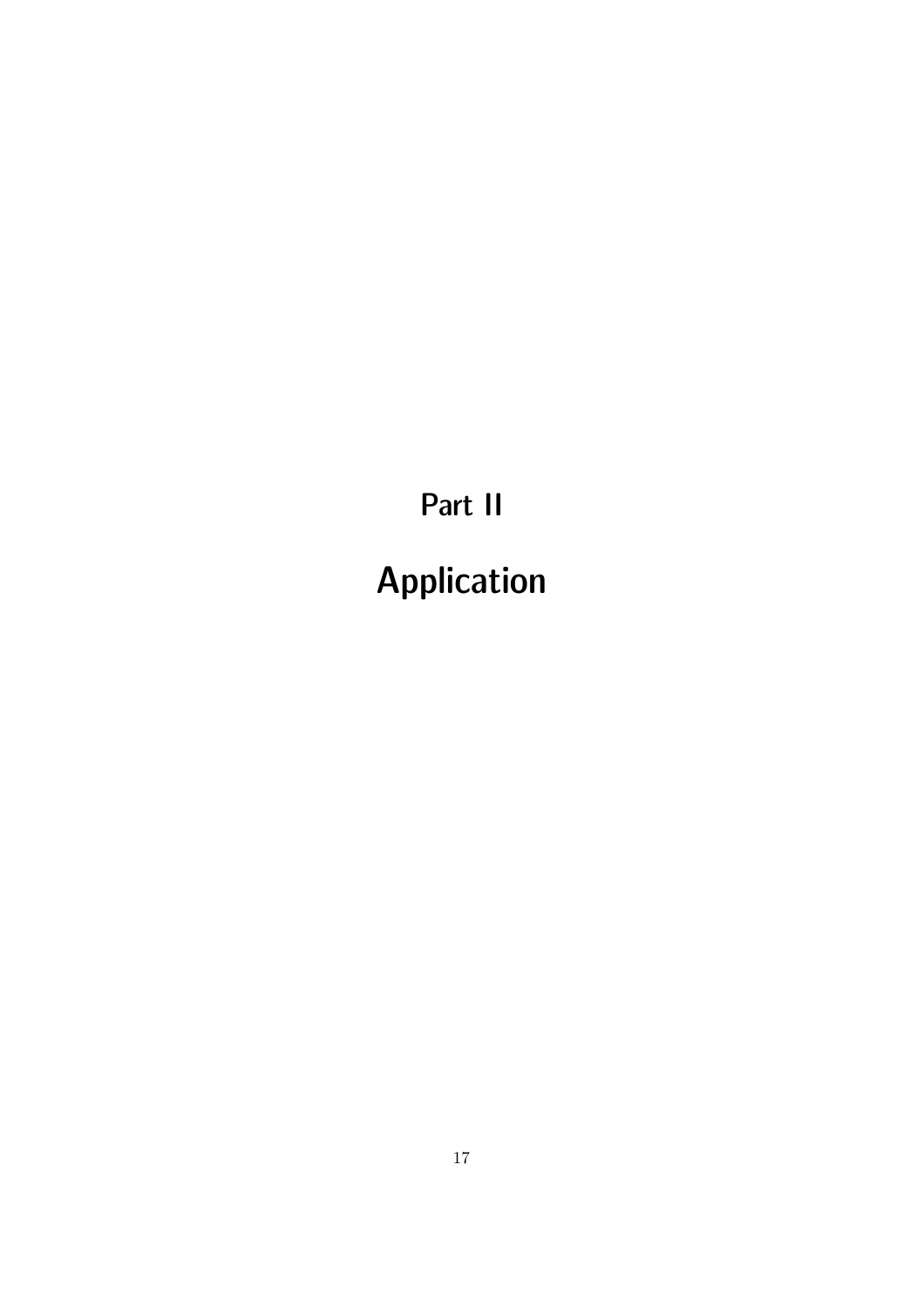# Part II

# Application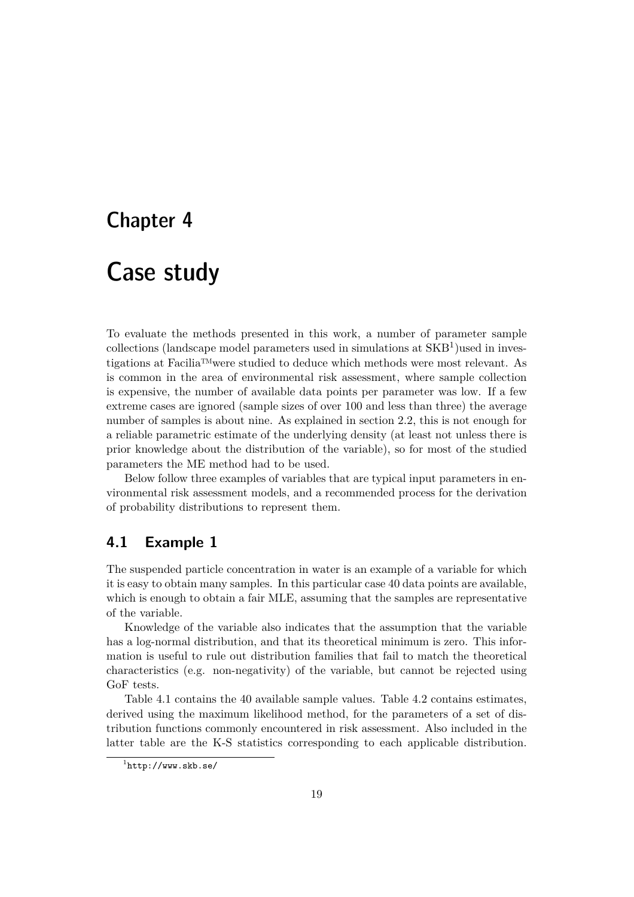# Chapter 4

# Case study

To evaluate the methods presented in this work, a number of parameter sample collections (landscape model parameters used in simulations at SKB[1])used in investigations at Facilia™were studied to deduce which methods were most relevant. As is common in the area of environmental risk assessment, where sample collection is expensive, the number of available data points per parameter was low. If a few extreme cases are ignored (sample sizes of over 100 and less than three) the average number of samples is about nine. As explained in section 2.2, this is not enough for a reliable parametric estimate of the underlying density (at least not unless there is prior knowledge about the distribution of the variable), so for most of the studied parameters the ME method had to be used.

Below follow three examples of variables that are typical input parameters in environmental risk assessment models, and a recommended process for the derivation of probability distributions to represent them.

## 4.1 Example 1

The suspended particle concentration in water is an example of a variable for which it is easy to obtain many samples. In this particular case 40 data points are available, which is enough to obtain a fair MLE, assuming that the samples are representative of the variable.

Knowledge of the variable also indicates that the assumption that the variable has a log-normal distribution, and that its theoretical minimum is zero. This information is useful to rule out distribution families that fail to match the theoretical characteristics (e.g. non-negativity) of the variable, but cannot be rejected using GoF tests.

Table 4.1 contains the 40 available sample values. Table 4.2 contains estimates, derived using the maximum likelihood method, for the parameters of a set of distribution functions commonly encountered in risk assessment. Also included in the latter table are the K-S statistics corresponding to each applicable distribution.

[1] `http://www.skb.se/`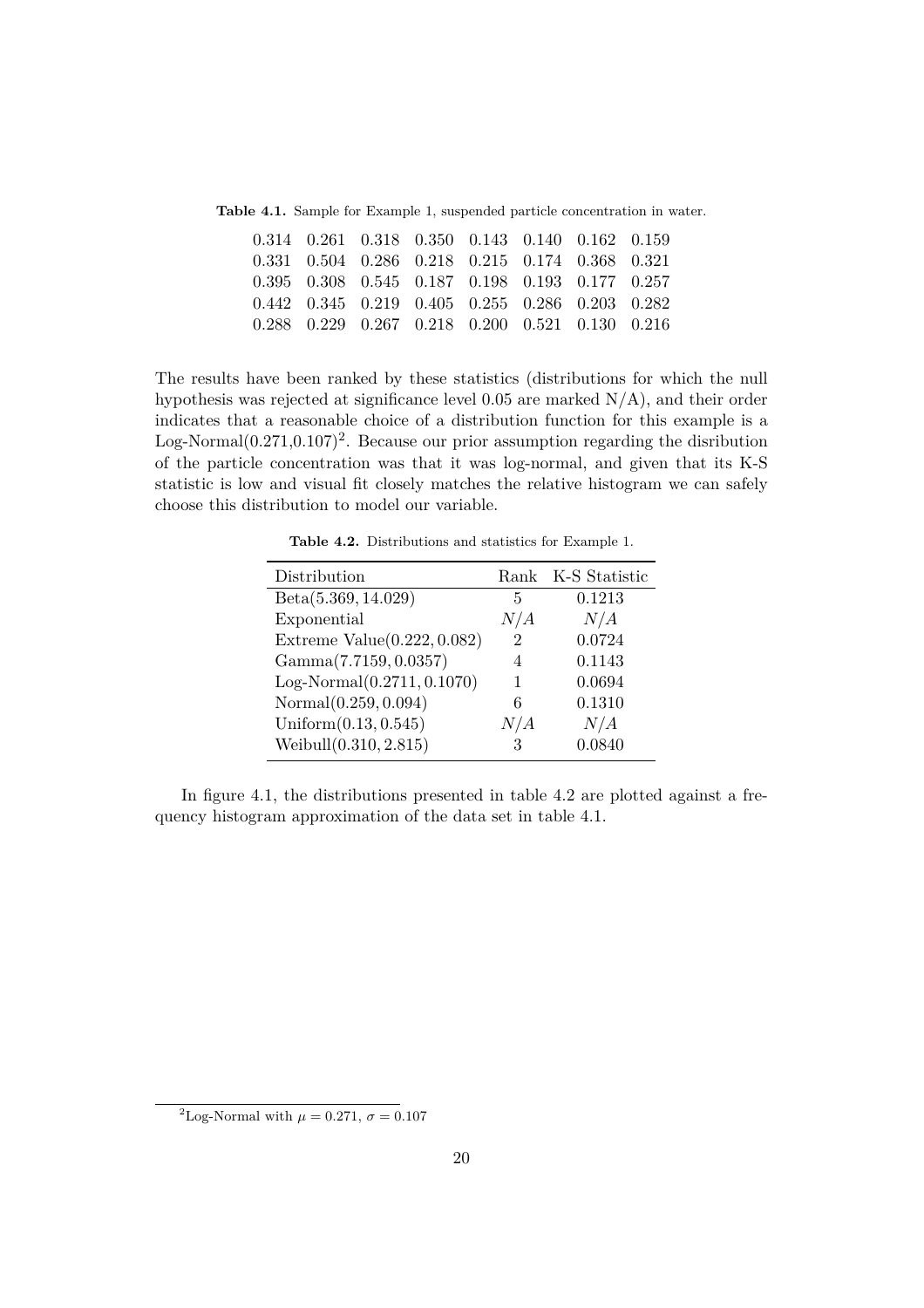**Table 4.1.** Sample for Example 1, suspended particle concentration in water.

| | | | | | | | |
|---|---|---|---|---|---|---|---|
| 0.314 | 0.261 | 0.318 | 0.350 | 0.143 | 0.140 | 0.162 | 0.159 |
| 0.331 | 0.504 | 0.286 | 0.218 | 0.215 | 0.174 | 0.368 | 0.321 |
| 0.395 | 0.308 | 0.545 | 0.187 | 0.198 | 0.193 | 0.177 | 0.257 |
| 0.442 | 0.345 | 0.219 | 0.405 | 0.255 | 0.286 | 0.203 | 0.282 |
| 0.288 | 0.229 | 0.267 | 0.218 | 0.200 | 0.521 | 0.130 | 0.216 |

The results have been ranked by these statistics (distributions for which the null hypothesis was rejected at significance level 0.05 are marked N/A), and their order indicates that a reasonable choice of a distribution function for this example is a Log-Normal(0.271,0.107)[2]. Because our prior assumption regarding the disribution of the particle concentration was that it was log-normal, and given that its K-S statistic is low and visual fit closely matches the relative histogram we can safely choose this distribution to model our variable.

**Table 4.2.** Distributions and statistics for Example 1.

| Distribution | Rank | K-S Statistic |
|---|---|---|
| Beta$(5.369, 14.029)$ | 5 | 0.1213 |
| Exponential | $N/A$ | $N/A$ |
| Extreme Value$(0.222, 0.082)$ | 2 | 0.0724 |
| Gamma$(7.7159, 0.0357)$ | 4 | 0.1143 |
| Log-Normal$(0.2711, 0.1070)$ | 1 | 0.0694 |
| Normal$(0.259, 0.094)$ | 6 | 0.1310 |
| Uniform$(0.13, 0.545)$ | $N/A$ | $N/A$ |
| Weibull$(0.310, 2.815)$ | 3 | 0.0840 |

In figure 4.1, the distributions presented in table 4.2 are plotted against a frequency histogram approximation of the data set in table 4.1.

[2] Log-Normal with $\mu = 0.271$, $\sigma = 0.107$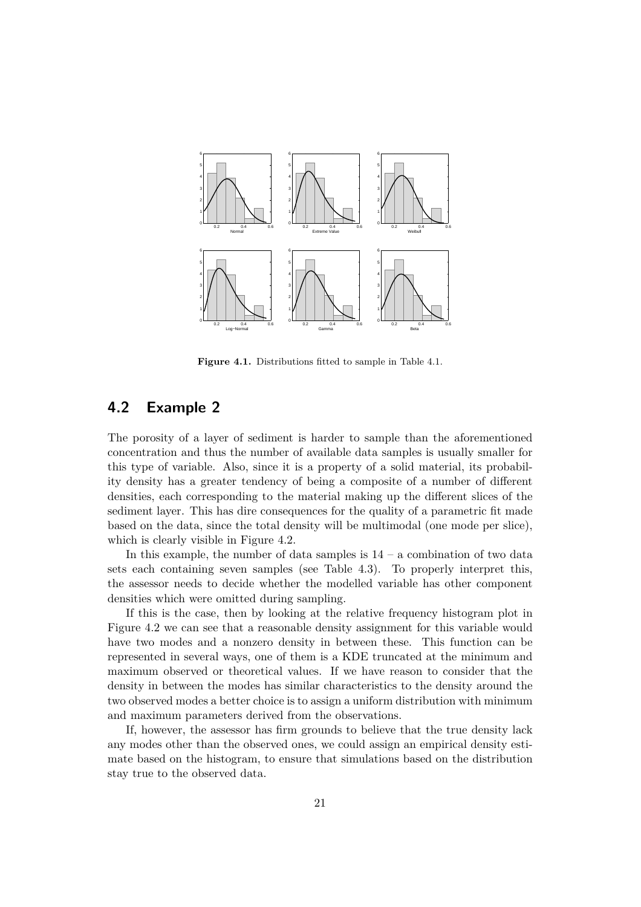**Figure 4.1.** Distributions fitted to sample in Table 4.1.

## 4.2 Example 2

The porosity of a layer of sediment is harder to sample than the aforementioned concentration and thus the number of available data samples is usually smaller for this type of variable. Also, since it is a property of a solid material, its probability density has a greater tendency of being a composite of a number of different densities, each corresponding to the material making up the different slices of the sediment layer. This has dire consequences for the quality of a parametric fit made based on the data, since the total density will be multimodal (one mode per slice), which is clearly visible in Figure 4.2.

In this example, the number of data samples is 14 – a combination of two data sets each containing seven samples (see Table 4.3). To properly interpret this, the assessor needs to decide whether the modelled variable has other component densities which were omitted during sampling.

If this is the case, then by looking at the relative frequency histogram plot in Figure 4.2 we can see that a reasonable density assignment for this variable would have two modes and a nonzero density in between these. This function can be represented in several ways, one of them is a KDE truncated at the minimum and maximum observed or theoretical values. If we have reason to consider that the density in between the modes has similar characteristics to the density around the two observed modes a better choice is to assign a uniform distribution with minimum and maximum parameters derived from the observations.

If, however, the assessor has firm grounds to believe that the true density lack any modes other than the observed ones, we could assign an empirical density estimate based on the histogram, to ensure that simulations based on the distribution stay true to the observed data.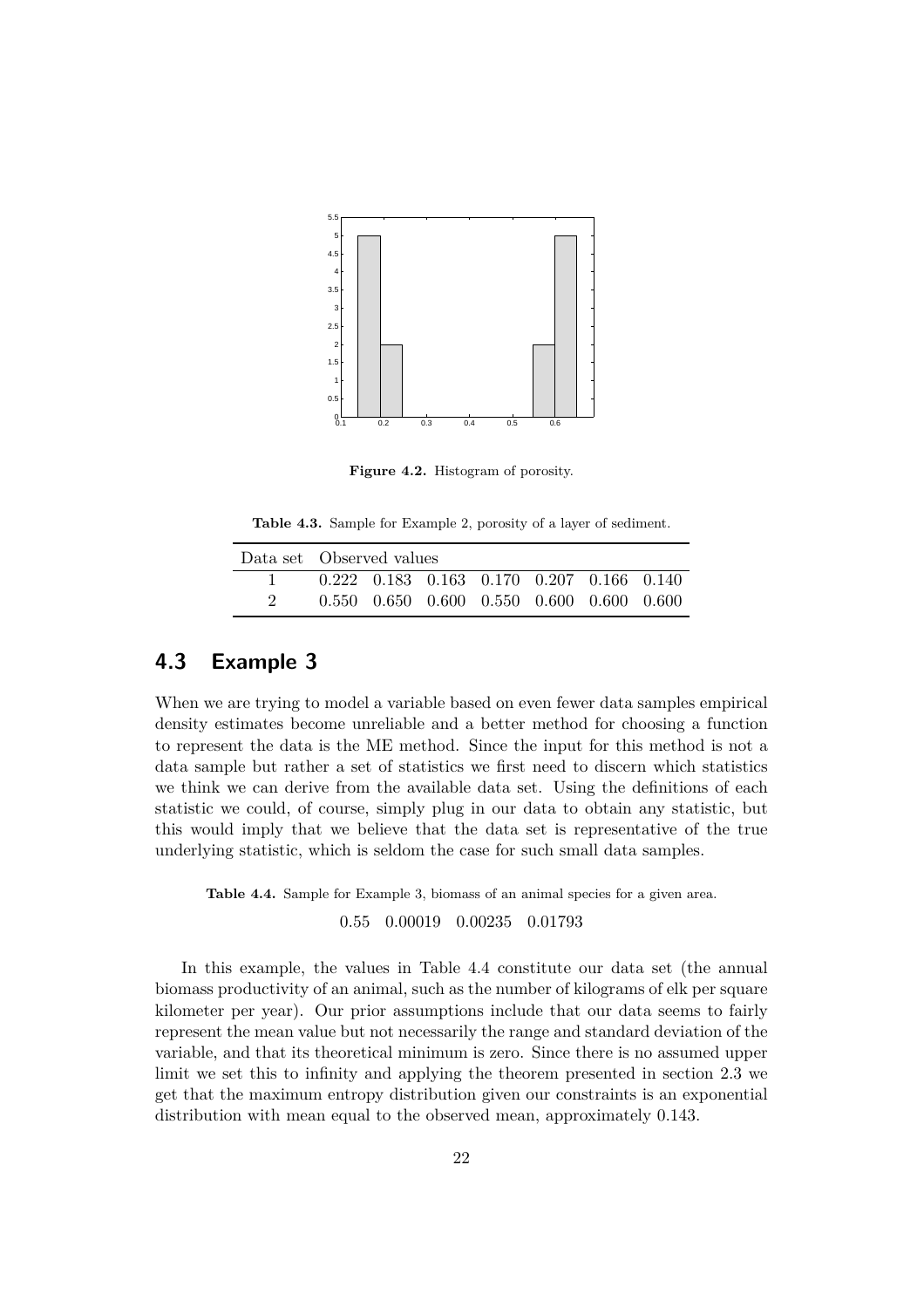Figure 4.2. Histogram of porosity.

Table 4.3. Sample for Example 2, porosity of a layer of sediment.

| Data set | Observed values | | | | | | |
|---|---|---|---|---|---|---|---|
| 1 | 0.222 | 0.183 | 0.163 | 0.170 | 0.207 | 0.166 | 0.140 |
| 2 | 0.550 | 0.650 | 0.600 | 0.550 | 0.600 | 0.600 | 0.600 |

## 4.3 Example 3

When we are trying to model a variable based on even fewer data samples empirical density estimates become unreliable and a better method for choosing a function to represent the data is the ME method. Since the input for this method is not a data sample but rather a set of statistics we first need to discern which statistics we think we can derive from the available data set. Using the definitions of each statistic we could, of course, simply plug in our data to obtain any statistic, but this would imply that we believe that the data set is representative of the true underlying statistic, which is seldom the case for such small data samples.

Table 4.4. Sample for Example 3, biomass of an animal species for a given area.

0.55 0.00019 0.00235 0.01793

In this example, the values in Table 4.4 constitute our data set (the annual biomass productivity of an animal, such as the number of kilograms of elk per square kilometer per year). Our prior assumptions include that our data seems to fairly represent the mean value but not necessarily the range and standard deviation of the variable, and that its theoretical minimum is zero. Since there is no assumed upper limit we set this to infinity and applying the theorem presented in section 2.3 we get that the maximum entropy distribution given our constraints is an exponential distribution with mean equal to the observed mean, approximately 0.143.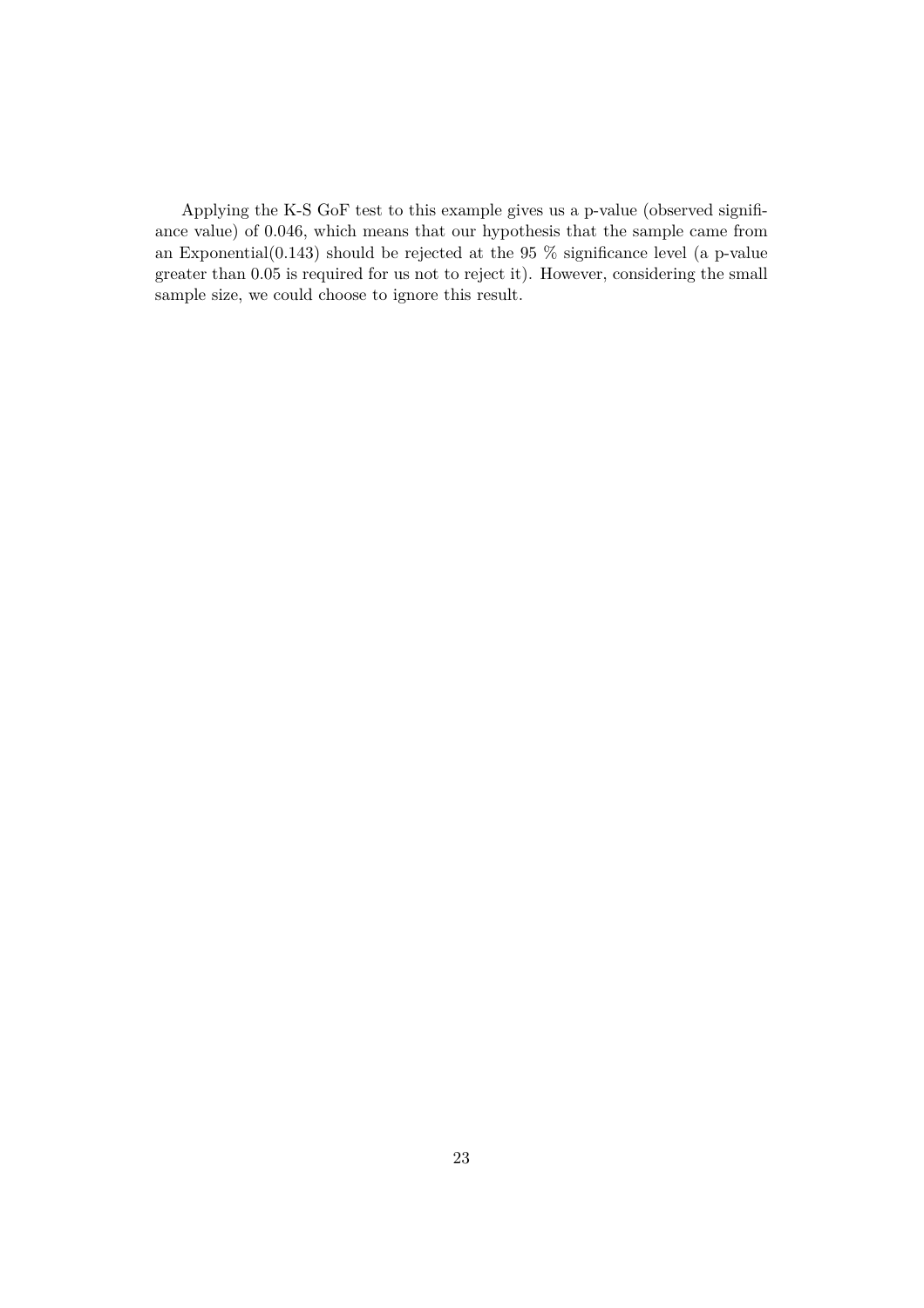Applying the K-S GoF test to this example gives us a p-value (observed significance value) of 0.046, which means that our hypothesis that the sample came from an Exponential(0.143) should be rejected at the 95 % significance level (a p-value greater than 0.05 is required for us not to reject it). However, considering the small sample size, we could choose to ignore this result.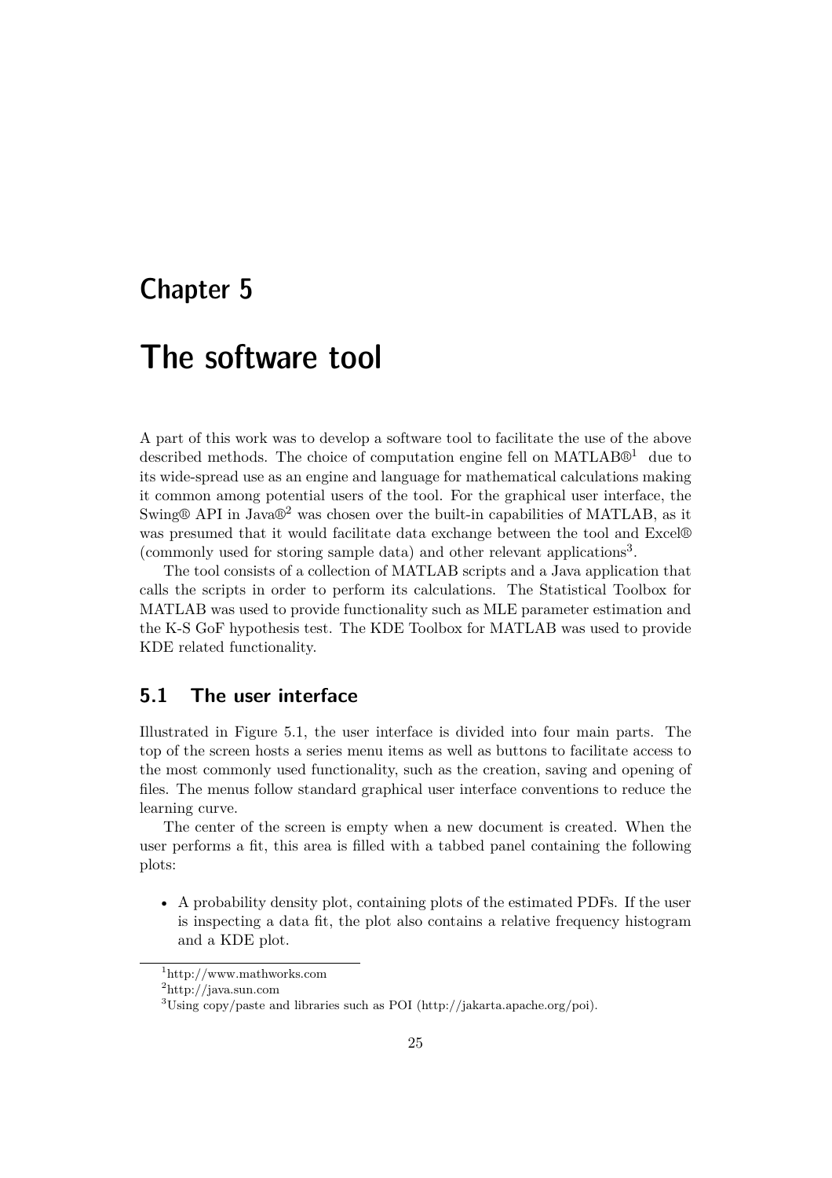# Chapter 5

# The software tool

A part of this work was to develop a software tool to facilitate the use of the above described methods. The choice of computation engine fell on MATLAB®[1] due to its wide-spread use as an engine and language for mathematical calculations making it common among potential users of the tool. For the graphical user interface, the Swing® API in Java®[2] was chosen over the built-in capabilities of MATLAB, as it was presumed that it would facilitate data exchange between the tool and Excel® (commonly used for storing sample data) and other relevant applications[3].

The tool consists of a collection of MATLAB scripts and a Java application that calls the scripts in order to perform its calculations. The Statistical Toolbox for MATLAB was used to provide functionality such as MLE parameter estimation and the K-S GoF hypothesis test. The KDE Toolbox for MATLAB was used to provide KDE related functionality.

## 5.1 The user interface

Illustrated in Figure 5.1, the user interface is divided into four main parts. The top of the screen hosts a series menu items as well as buttons to facilitate access to the most commonly used functionality, such as the creation, saving and opening of files. The menus follow standard graphical user interface conventions to reduce the learning curve.

The center of the screen is empty when a new document is created. When the user performs a fit, this area is filled with a tabbed panel containing the following plots:

- A probability density plot, containing plots of the estimated PDFs. If the user is inspecting a data fit, the plot also contains a relative frequency histogram and a KDE plot.

---

[1] http://www.mathworks.com

[2] http://java.sun.com

[3] Using copy/paste and libraries such as POI (http://jakarta.apache.org/poi).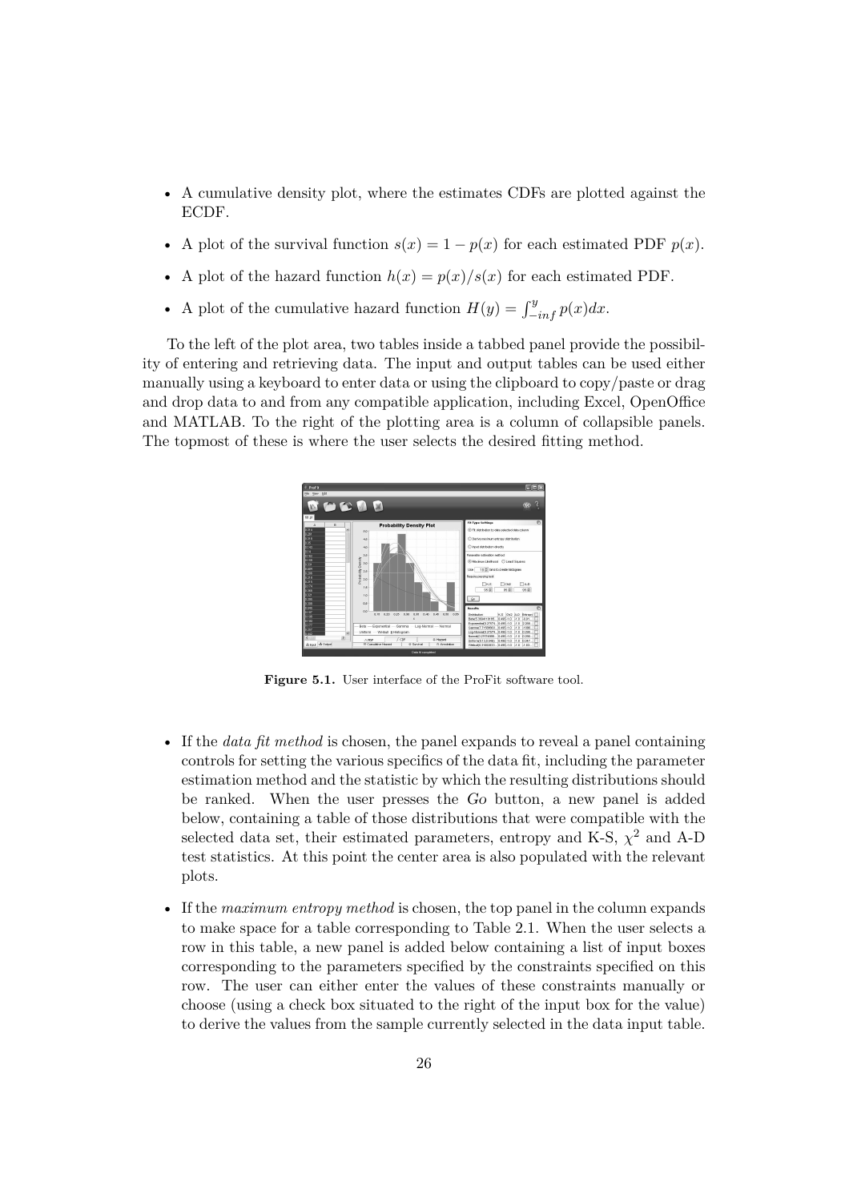- A cumulative density plot, where the estimates CDFs are plotted against the ECDF.
- A plot of the survival function $s(x) = 1 - p(x)$ for each estimated PDF $p(x)$.
- A plot of the hazard function $h(x) = p(x)/s(x)$ for each estimated PDF.
- A plot of the cumulative hazard function $H(y) = \int_{-inf}^{y} p(x)dx$.

To the left of the plot area, two tables inside a tabbed panel provide the possibility of entering and retrieving data. The input and output tables can be used either manually using a keyboard to enter data or using the clipboard to copy/paste or drag and drop data to and from any compatible application, including Excel, OpenOffice and MATLAB. To the right of the plotting area is a column of collapsible panels. The topmost of these is where the user selects the desired fitting method.

**Figure 5.1.** User interface of the ProFit software tool.

- If the *data fit method* is chosen, the panel expands to reveal a panel containing controls for setting the various specifics of the data fit, including the parameter estimation method and the statistic by which the resulting distributions should be ranked. When the user presses the *Go* button, a new panel is added below, containing a table of those distributions that were compatible with the selected data set, their estimated parameters, entropy and K-S, $\chi^2$ and A-D test statistics. At this point the center area is also populated with the relevant plots.
- If the *maximum entropy method* is chosen, the top panel in the column expands to make space for a table corresponding to Table 2.1. When the user selects a row in this table, a new panel is added below containing a list of input boxes corresponding to the parameters specified by the constraints specified on this row. The user can either enter the values of these constraints manually or choose (using a check box situated to the right of the input box for the value) to derive the values from the sample currently selected in the data input table.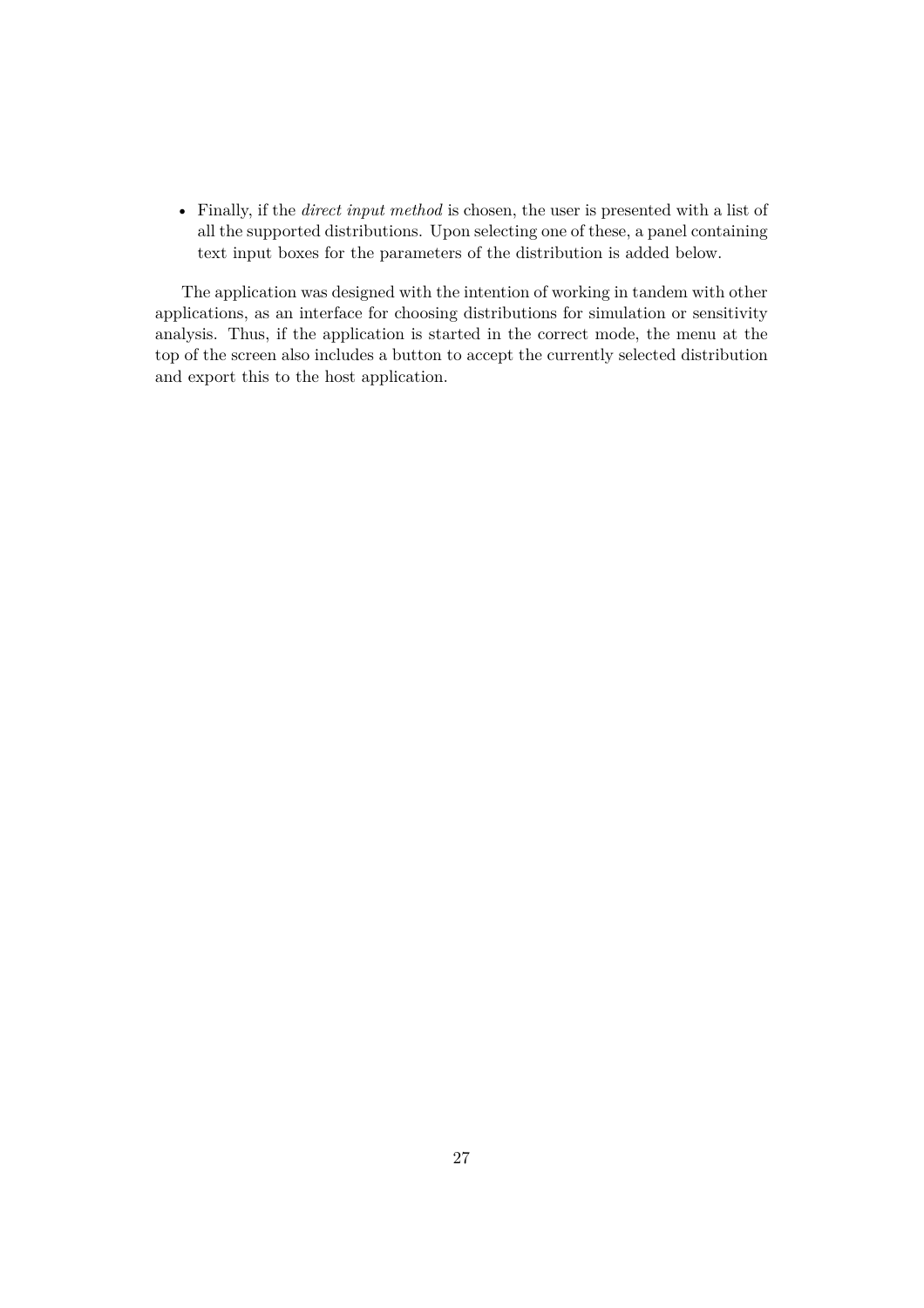- Finally, if the *direct input method* is chosen, the user is presented with a list of all the supported distributions. Upon selecting one of these, a panel containing text input boxes for the parameters of the distribution is added below.

The application was designed with the intention of working in tandem with other applications, as an interface for choosing distributions for simulation or sensitivity analysis. Thus, if the application is started in the correct mode, the menu at the top of the screen also includes a button to accept the currently selected distribution and export this to the host application.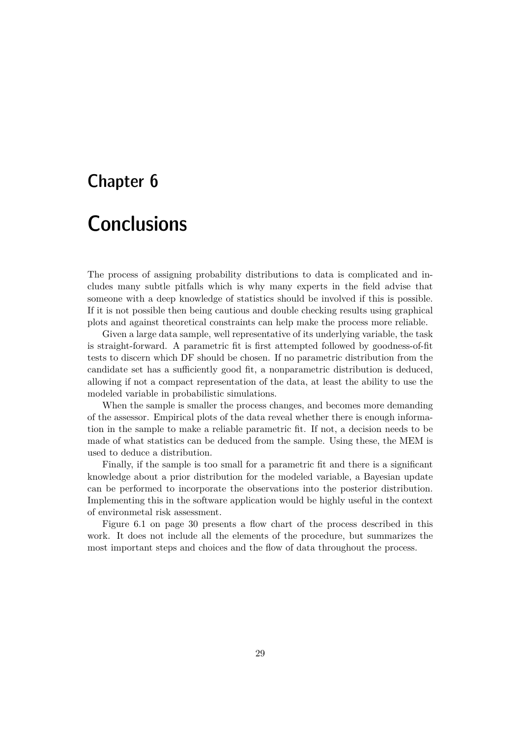# Chapter 6

# Conclusions

The process of assigning probability distributions to data is complicated and includes many subtle pitfalls which is why many experts in the field advise that someone with a deep knowledge of statistics should be involved if this is possible. If it is not possible then being cautious and double checking results using graphical plots and against theoretical constraints can help make the process more reliable.

Given a large data sample, well representative of its underlying variable, the task is straight-forward. A parametric fit is first attempted followed by goodness-of-fit tests to discern which DF should be chosen. If no parametric distribution from the candidate set has a sufficiently good fit, a nonparametric distribution is deduced, allowing if not a compact representation of the data, at least the ability to use the modeled variable in probabilistic simulations.

When the sample is smaller the process changes, and becomes more demanding of the assessor. Empirical plots of the data reveal whether there is enough information in the sample to make a reliable parametric fit. If not, a decision needs to be made of what statistics can be deduced from the sample. Using these, the MEM is used to deduce a distribution.

Finally, if the sample is too small for a parametric fit and there is a significant knowledge about a prior distribution for the modeled variable, a Bayesian update can be performed to incorporate the observations into the posterior distribution. Implementing this in the software application would be highly useful in the context of environmetal risk assessment.

Figure 6.1 on page 30 presents a flow chart of the process described in this work. It does not include all the elements of the procedure, but summarizes the most important steps and choices and the flow of data throughout the process.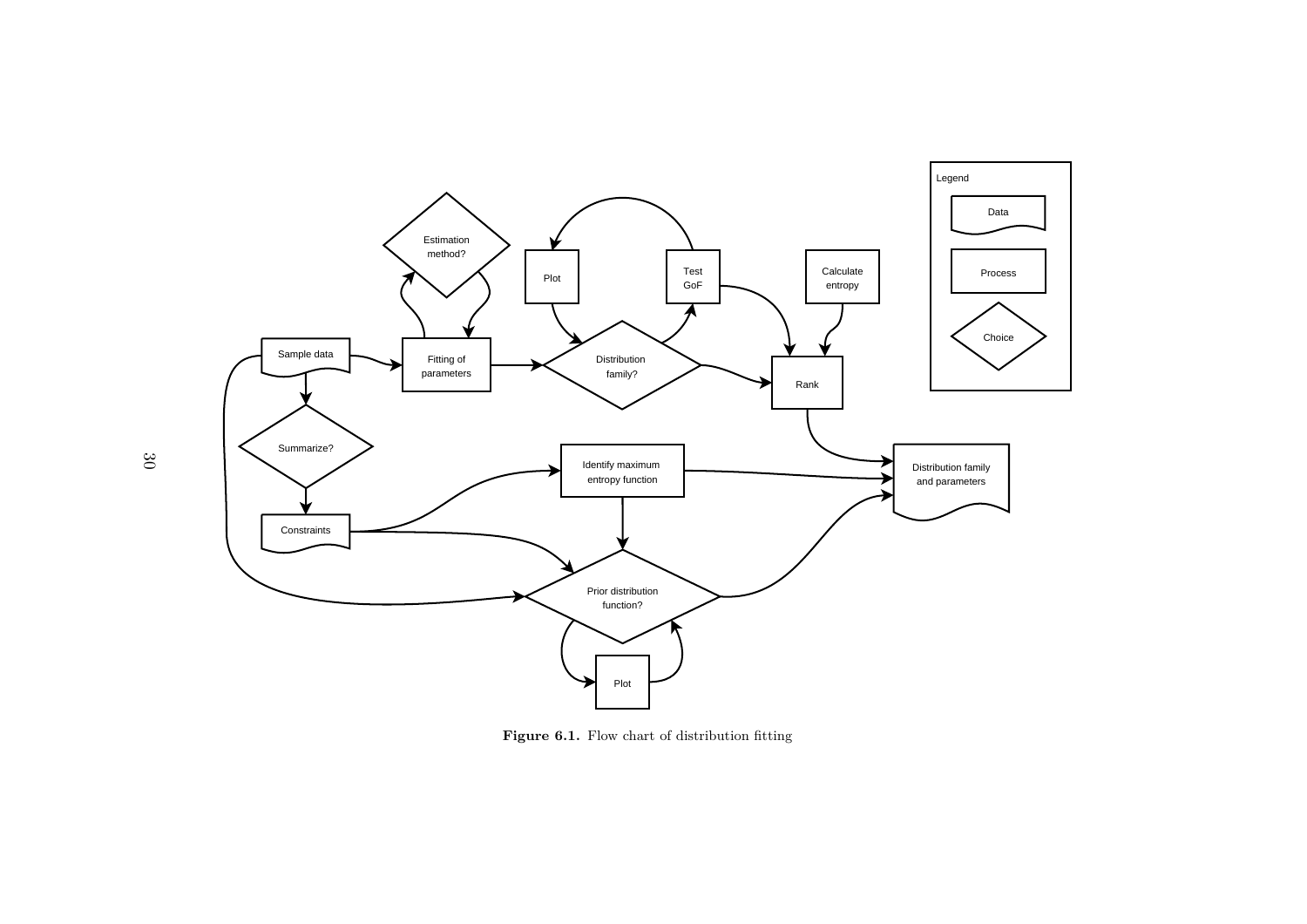**Figure 6.1.** Flow chart of distribution fitting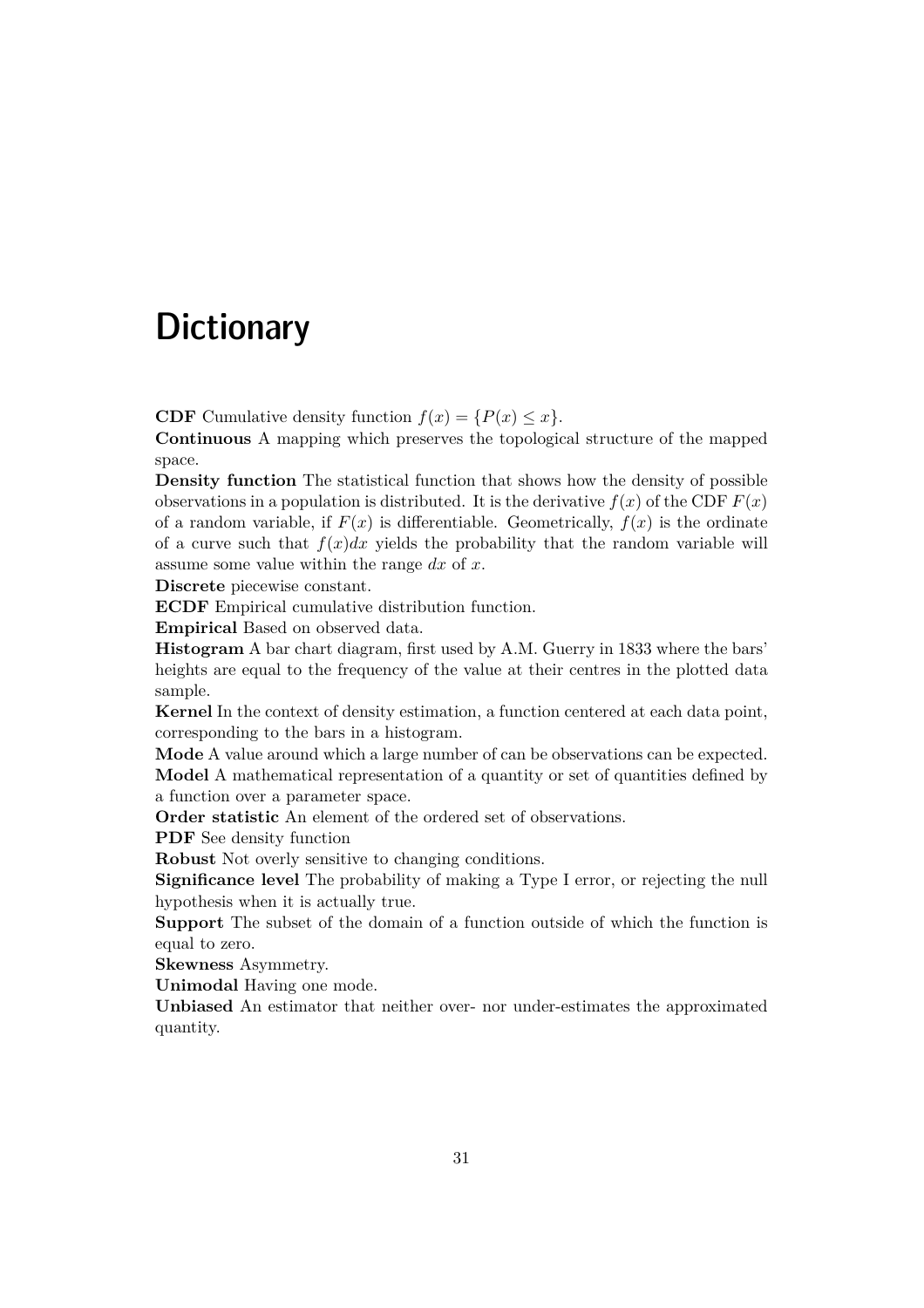# Dictionary

**CDF** Cumulative density function $f(x) = \{P(x) \leq x\}$.
**Continuous** A mapping which preserves the topological structure of the mapped space.
**Density function** The statistical function that shows how the density of possible observations in a population is distributed. It is the derivative $f(x)$ of the CDF $F(x)$ of a random variable, if $F(x)$ is differentiable. Geometrically, $f(x)$ is the ordinate of a curve such that $f(x)dx$ yields the probability that the random variable will assume some value within the range $dx$ of $x$.
**Discrete** piecewise constant.
**ECDF** Empirical cumulative distribution function.
**Empirical** Based on observed data.
**Histogram** A bar chart diagram, first used by A.M. Guerry in 1833 where the bars' heights are equal to the frequency of the value at their centres in the plotted data sample.
**Kernel** In the context of density estimation, a function centered at each data point, corresponding to the bars in a histogram.
**Mode** A value around which a large number of can be observations can be expected.
**Model** A mathematical representation of a quantity or set of quantities defined by a function over a parameter space.
**Order statistic** An element of the ordered set of observations.
**PDF** See density function
**Robust** Not overly sensitive to changing conditions.
**Significance level** The probability of making a Type I error, or rejecting the null hypothesis when it is actually true.
**Support** The subset of the domain of a function outside of which the function is equal to zero.
**Skewness** Asymmetry.
**Unimodal** Having one mode.
**Unbiased** An estimator that neither over- nor under-estimates the approximated quantity.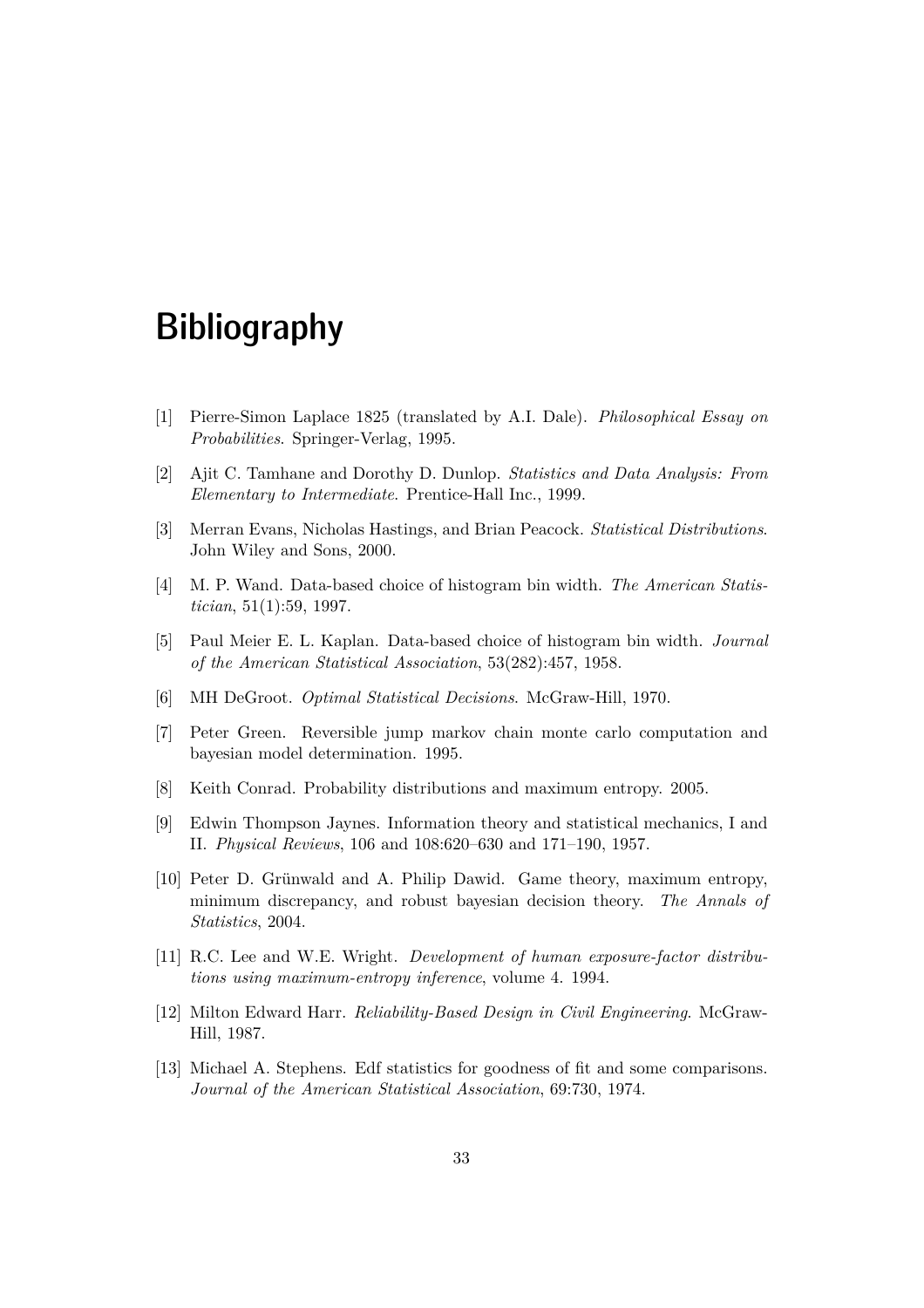# Bibliography

[1] Pierre-Simon Laplace 1825 (translated by A.I. Dale). *Philosophical Essay on Probabilities*. Springer-Verlag, 1995.

[2] Ajit C. Tamhane and Dorothy D. Dunlop. *Statistics and Data Analysis: From Elementary to Intermediate*. Prentice-Hall Inc., 1999.

[3] Merran Evans, Nicholas Hastings, and Brian Peacock. *Statistical Distributions*. John Wiley and Sons, 2000.

[4] M. P. Wand. Data-based choice of histogram bin width. *The American Statistician*, 51(1):59, 1997.

[5] Paul Meier E. L. Kaplan. Data-based choice of histogram bin width. *Journal of the American Statistical Association*, 53(282):457, 1958.

[6] MH DeGroot. *Optimal Statistical Decisions*. McGraw-Hill, 1970.

[7] Peter Green. Reversible jump markov chain monte carlo computation and bayesian model determination. 1995.

[8] Keith Conrad. Probability distributions and maximum entropy. 2005.

[9] Edwin Thompson Jaynes. Information theory and statistical mechanics, I and II. *Physical Reviews*, 106 and 108:620–630 and 171–190, 1957.

[10] Peter D. Grünwald and A. Philip Dawid. Game theory, maximum entropy, minimum discrepancy, and robust bayesian decision theory. *The Annals of Statistics*, 2004.

[11] R.C. Lee and W.E. Wright. *Development of human exposure-factor distributions using maximum-entropy inference*, volume 4. 1994.

[12] Milton Edward Harr. *Reliability-Based Design in Civil Engineering*. McGraw-Hill, 1987.

[13] Michael A. Stephens. Edf statistics for goodness of fit and some comparisons. *Journal of the American Statistical Association*, 69:730, 1974.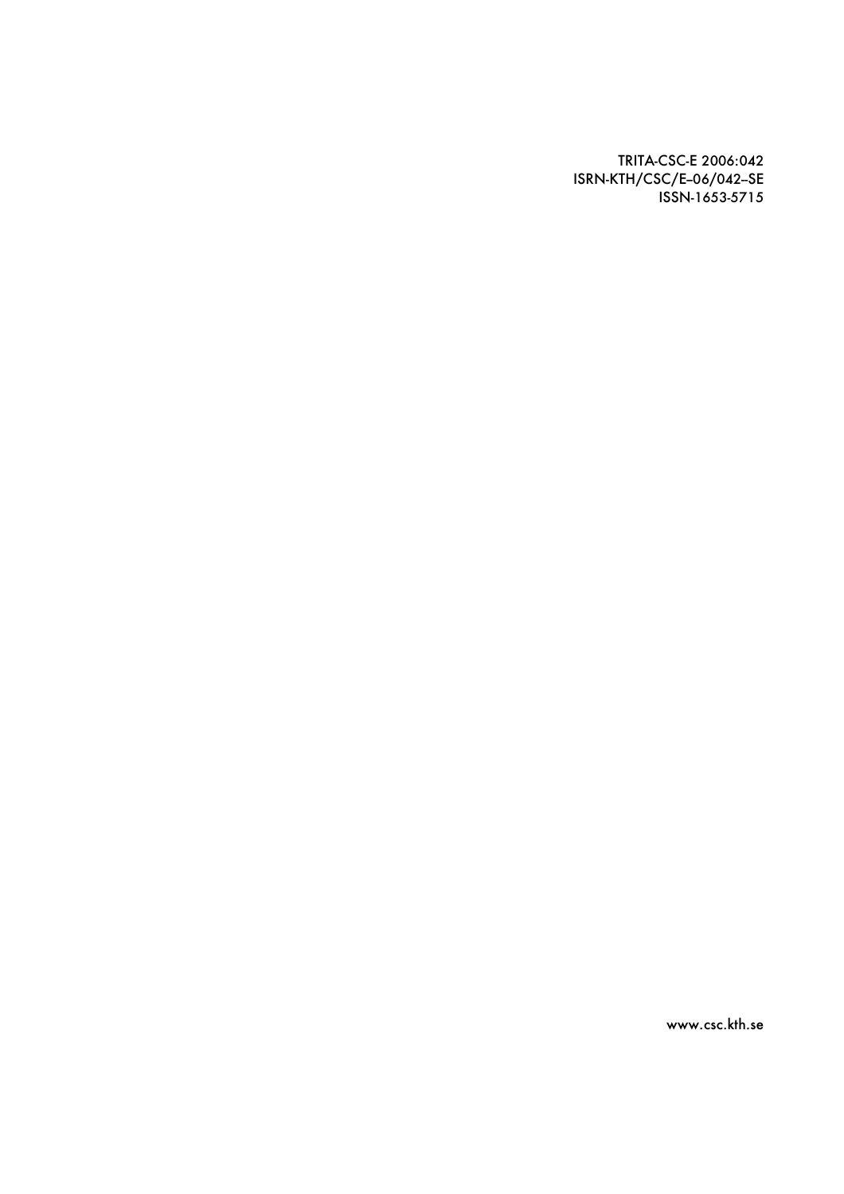TRITA-CSC-E 2006:042
ISRN-KTH/CSC/E--06/042--SE
ISSN-1653-5715

www.csc.kth.se